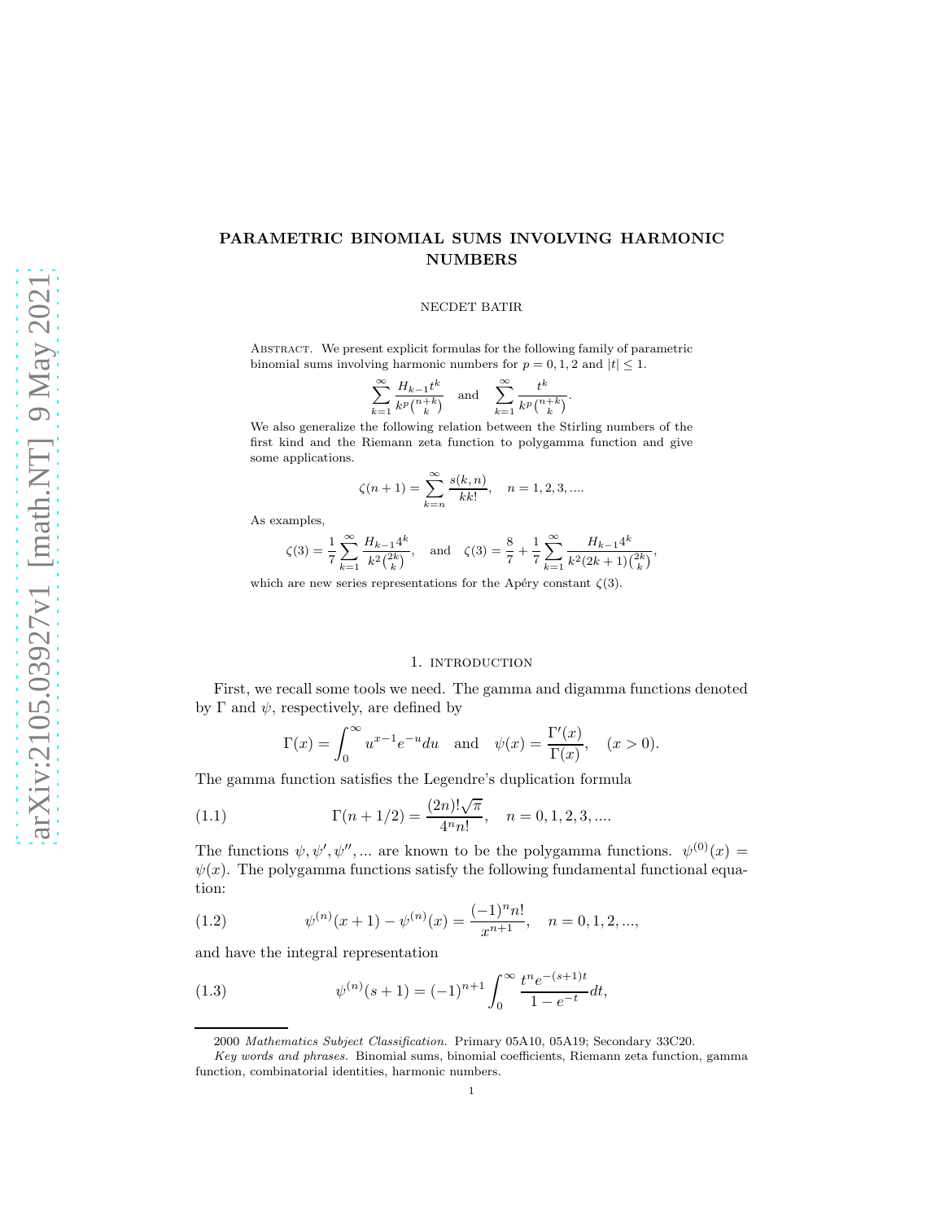# PARAMETRIC BINOMIAL SUMS INVOLVING HARMONIC NUMBERS

NECDET BATIR

Abstract. We present explicit formulas for the following family of parametric binomial sums involving harmonic numbers for $p = 0, 1, 2$ and $|t| \leq 1$.

$$\sum_{k=1}^{\infty} \frac{H_{k-1} t^k}{k^p \binom{n+k}{k}} \quad \text{and} \quad \sum_{k=1}^{\infty} \frac{t^k}{k^p \binom{n+k}{k}}.$$

We also generalize the following relation between the Stirling numbers of the first kind and the Riemann zeta function to polygamma function and give some applications.

$$\zeta(n+1) = \sum_{k=n}^{\infty} \frac{s(k,n)}{k k!}, \quad n = 1, 2, 3, \ldots.$$

As examples,

$$\zeta(3) = \frac{1}{7} \sum_{k=1}^{\infty} \frac{H_{k-1} 4^k}{k^2 \binom{2k}{k}}, \quad \text{and} \quad \zeta(3) = \frac{8}{7} + \frac{1}{7} \sum_{k=1}^{\infty} \frac{H_{k-1} 4^k}{k^2 (2k+1) \binom{2k}{k}},$$

which are new series representations for the Apéry constant $\zeta(3)$.

## 1. introduction

First, we recall some tools we need. The gamma and digamma functions denoted by $\Gamma$ and $\psi$, respectively, are defined by

$$\Gamma(x) = \int_0^{\infty} u^{x-1} e^{-u} du \quad \text{and} \quad \psi(x) = \frac{\Gamma'(x)}{\Gamma(x)}, \quad (x > 0).$$

The gamma function satisfies the Legendre's duplication formula

$$\Gamma(n + 1/2) = \frac{(2n)! \sqrt{\pi}}{4^n n!}, \quad n = 0, 1, 2, 3, \ldots. \tag{1.1}$$

The functions $\psi, \psi', \psi'', \ldots$ are known to be the polygamma functions. $\psi^{(0)}(x) = \psi(x)$. The polygamma functions satisfy the following fundamental functional equation:

$$\psi^{(n)}(x+1) - \psi^{(n)}(x) = \frac{(-1)^n n!}{x^{n+1}}, \quad n = 0, 1, 2, \ldots, \tag{1.2}$$

and have the integral representation

$$\psi^{(n)}(s+1) = (-1)^{n+1} \int_0^{\infty} \frac{t^n e^{-(s+1)t}}{1 - e^{-t}} dt, \tag{1.3}$$

2000 *Mathematics Subject Classification.* Primary 05A10, 05A19; Secondary 33C20.

*Key words and phrases.* Binomial sums, binomial coefficients, Riemann zeta function, gamma function, combinatorial identities, harmonic numbers.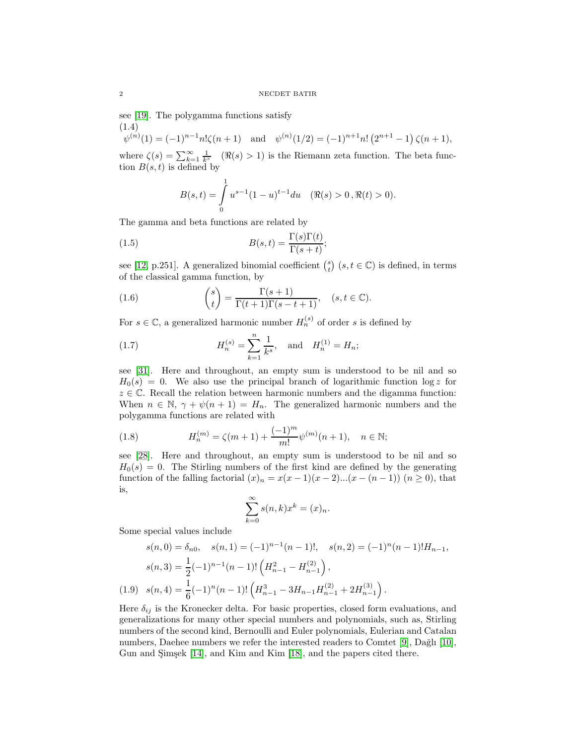see [19]. The polygamma functions satisfy

$$\psi^{(n)}(1) = (-1)^{n-1} n! \zeta(n+1) \quad \text{and} \quad \psi^{(n)}(1/2) = (-1)^{n+1} n! \left(2^{n+1} - 1\right) \zeta(n+1), \tag{1.4}$$

where $\zeta(s) = \sum_{k=1}^{\infty} \frac{1}{k^s}$ $(\Re(s) > 1)$ is the Riemann zeta function. The beta function $B(s,t)$ is defined by

$$B(s,t) = \int_0^1 u^{s-1}(1-u)^{t-1} du \quad (\Re(s) > 0\,, \Re(t) > 0).$$

The gamma and beta functions are related by

$$B(s,t) = \frac{\Gamma(s)\Gamma(t)}{\Gamma(s+t)}; \tag{1.5}$$

see [12, p.251]. A generalized binomial coefficient $\binom{s}{t}$ $(s,t \in \mathbb{C})$ is defined, in terms of the classical gamma function, by

$$\binom{s}{t} = \frac{\Gamma(s+1)}{\Gamma(t+1)\Gamma(s-t+1)}, \quad (s,t \in \mathbb{C}). \tag{1.6}$$

For $s \in \mathbb{C}$, a generalized harmonic number $H_n^{(s)}$ of order $s$ is defined by

$$H_n^{(s)} = \sum_{k=1}^{n} \frac{1}{k^s}, \quad \text{and} \quad H_n^{(1)} = H_n; \tag{1.7}$$

see [31]. Here and throughout, an empty sum is understood to be nil and so $H_0(s) = 0$. We also use the principal branch of logarithmic function $\log z$ for $z \in \mathbb{C}$. Recall the relation between harmonic numbers and the digamma function: When $n \in \mathbb{N}$, $\gamma + \psi(n+1) = H_n$. The generalized harmonic numbers and the polygamma functions are related with

$$H_n^{(m)} = \zeta(m+1) + \frac{(-1)^m}{m!}\psi^{(m)}(n+1), \quad n \in \mathbb{N}; \tag{1.8}$$

see [28]. Here and throughout, an empty sum is understood to be nil and so $H_0(s) = 0$. The Stirling numbers of the first kind are defined by the generating function of the falling factorial $(x)_n = x(x-1)(x-2)...(x-(n-1))$ $(n \geq 0)$, that is,

$$\sum_{k=0}^{\infty} s(n,k) x^k = (x)_n.$$

Some special values include

$$s(n,0) = \delta_{n0}, \quad s(n,1) = (-1)^{n-1}(n-1)!, \quad s(n,2) = (-1)^n (n-1)! H_{n-1},$$

$$s(n,3) = \frac{1}{2}(-1)^{n-1}(n-1)!\left(H_{n-1}^2 - H_{n-1}^{(2)}\right),$$

$$s(n,4) = \frac{1}{6}(-1)^n (n-1)!\left(H_{n-1}^3 - 3H_{n-1}H_{n-1}^{(2)} + 2H_{n-1}^{(3)}\right). \tag{1.9}$$

Here $\delta_{ij}$ is the Kronecker delta. For basic properties, closed form evaluations, and generalizations for many other special numbers and polynomials, such as, Stirling numbers of the second kind, Bernoulli and Euler polynomials, Eulerian and Catalan numbers, Daehee numbers we refer the interested readers to Comtet [9], Dağlı [10], Gun and Şimşek [14], and Kim and Kim [18], and the papers cited there.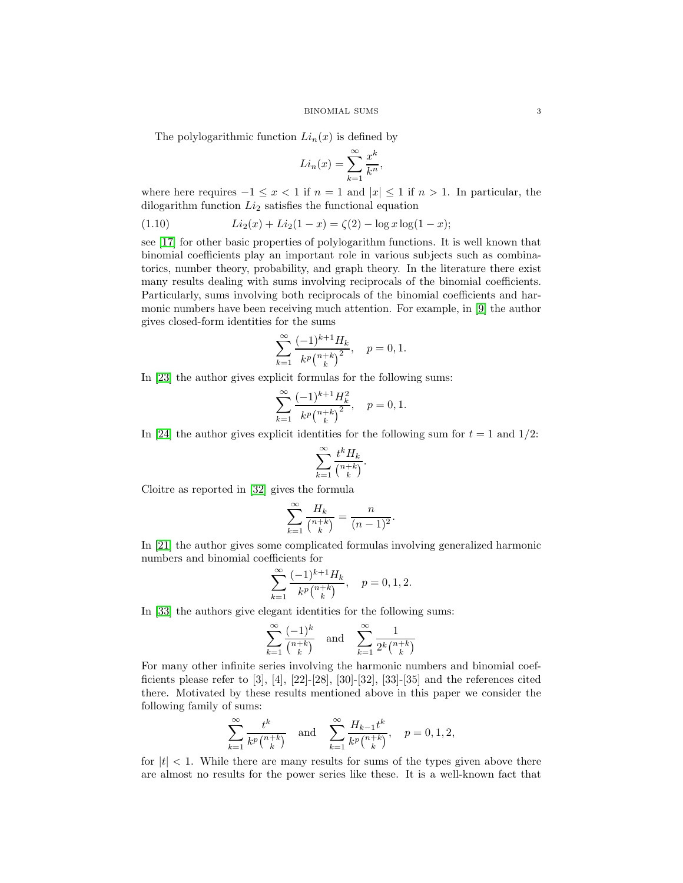The polylogarithmic function $Li_n(x)$ is defined by

$$Li_n(x) = \sum_{k=1}^{\infty} \frac{x^k}{k^n},$$

where here requires $-1 \le x < 1$ if $n = 1$ and $|x| \le 1$ if $n > 1$. In particular, the dilogarithm function $Li_2$ satisfies the functional equation

$$Li_2(x) + Li_2(1-x) = \zeta(2) - \log x \log(1-x); \tag{1.10}$$

see [17] for other basic properties of polylogarithm functions. It is well known that binomial coefficients play an important role in various subjects such as combinatorics, number theory, probability, and graph theory. In the literature there exist many results dealing with sums involving reciprocals of the binomial coefficients. Particularly, sums involving both reciprocals of the binomial coefficients and harmonic numbers have been receiving much attention. For example, in [9] the author gives closed-form identities for the sums

$$\sum_{k=1}^{\infty} \frac{(-1)^{k+1} H_k}{k^p \binom{n+k}{k}^2}, \quad p = 0, 1.$$

In [23] the author gives explicit formulas for the following sums:

$$\sum_{k=1}^{\infty} \frac{(-1)^{k+1} H_k^2}{k^p \binom{n+k}{k}^2}, \quad p = 0, 1.$$

In [24] the author gives explicit identities for the following sum for $t = 1$ and $1/2$:

$$\sum_{k=1}^{\infty} \frac{t^k H_k}{\binom{n+k}{k}}.$$

Cloitre as reported in [32] gives the formula

$$\sum_{k=1}^{\infty} \frac{H_k}{\binom{n+k}{k}} = \frac{n}{(n-1)^2}.$$

In [21] the author gives some complicated formulas involving generalized harmonic numbers and binomial coefficients for

$$\sum_{k=1}^{\infty} \frac{(-1)^{k+1} H_k}{k^p \binom{n+k}{k}}, \quad p = 0, 1, 2.$$

In [33] the authors give elegant identities for the following sums:

$$\sum_{k=1}^{\infty} \frac{(-1)^k}{\binom{n+k}{k}} \quad \text{and} \quad \sum_{k=1}^{\infty} \frac{1}{2^k \binom{n+k}{k}}$$

For many other infinite series involving the harmonic numbers and binomial coefficients please refer to [3], [4], [22]-[28], [30]-[32], [33]-[35] and the references cited there. Motivated by these results mentioned above in this paper we consider the following family of sums:

$$\sum_{k=1}^{\infty} \frac{t^k}{k^p \binom{n+k}{k}} \quad \text{and} \quad \sum_{k=1}^{\infty} \frac{H_{k-1} t^k}{k^p \binom{n+k}{k}}, \quad p = 0, 1, 2,$$

for $|t| < 1$. While there are many results for sums of the types given above there are almost no results for the power series like these. It is a well-known fact that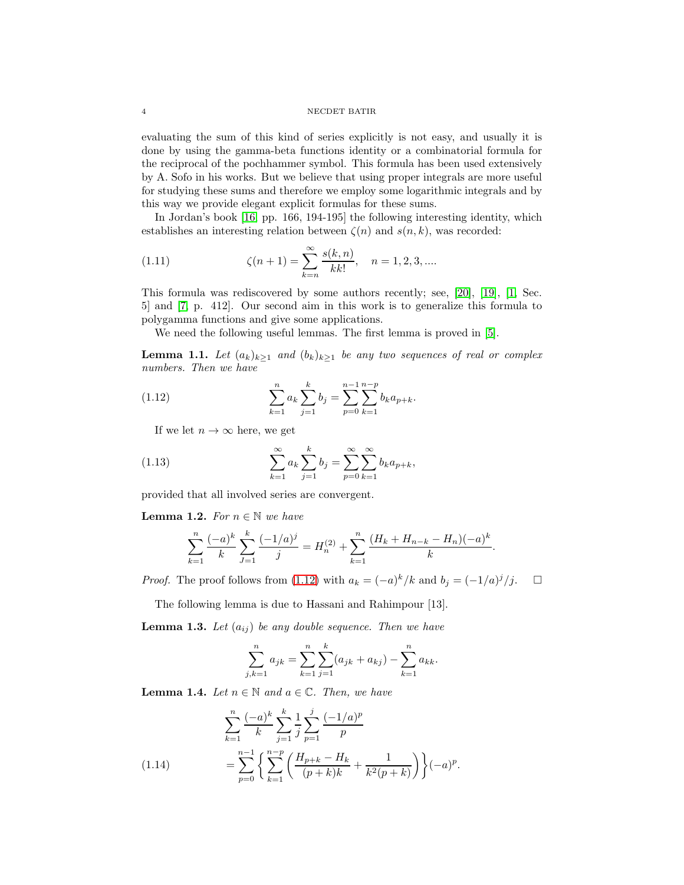evaluating the sum of this kind of series explicitly is not easy, and usually it is done by using the gamma-beta functions identity or a combinatorial formula for the reciprocal of the pochhammer symbol. This formula has been used extensively by A. Sofo in his works. But we believe that using proper integrals are more useful for studying these sums and therefore we employ some logarithmic integrals and by this way we provide elegant explicit formulas for these sums.

In Jordan's book [16, pp. 166, 194-195] the following interesting identity, which establishes an interesting relation between $\zeta(n)$ and $s(n,k)$, was recorded:

$$\zeta(n+1)=\sum_{k=n}^{\infty}\frac{s(k,n)}{kk!},\quad n=1,2,3,.... \tag{1.11}$$

This formula was rediscovered by some authors recently; see, [20], [19], [1, Sec. 5] and [7, p. 412]. Our second aim in this work is to generalize this formula to polygamma functions and give some applications.

We need the following useful lemmas. The first lemma is proved in [5].

**Lemma 1.1.** *Let $(a_k)_{k\geq 1}$ and $(b_k)_{k\geq 1}$ be any two sequences of real or complex numbers. Then we have*

$$\sum_{k=1}^{n}a_k\sum_{j=1}^{k}b_j=\sum_{p=0}^{n-1}\sum_{k=1}^{n-p}b_ka_{p+k}. \tag{1.12}$$

If we let $n\to\infty$ here, we get

$$\sum_{k=1}^{\infty}a_k\sum_{j=1}^{k}b_j=\sum_{p=0}^{\infty}\sum_{k=1}^{\infty}b_ka_{p+k}, \tag{1.13}$$

provided that all involved series are convergent.

**Lemma 1.2.** *For $n\in\mathbb{N}$ we have*

$$\sum_{k=1}^{n}\frac{(-a)^k}{k}\sum_{J=1}^{k}\frac{(-1/a)^j}{j}=H_n^{(2)}+\sum_{k=1}^{n}\frac{(H_k+H_{n-k}-H_n)(-a)^k}{k}.$$

*Proof.* The proof follows from (1.12) with $a_k=(-a)^k/k$ and $b_j=(-1/a)^j/j$. $\square$

The following lemma is due to Hassani and Rahimpour [13].

**Lemma 1.3.** *Let $(a_{ij})$ be any double sequence. Then we have*

$$\sum_{j,k=1}^{n}a_{jk}=\sum_{k=1}^{n}\sum_{j=1}^{k}(a_{jk}+a_{kj})-\sum_{k=1}^{n}a_{kk}.$$

**Lemma 1.4.** *Let $n\in\mathbb{N}$ and $a\in\mathbb{C}$. Then, we have*

$$\begin{aligned}&\sum_{k=1}^{n}\frac{(-a)^k}{k}\sum_{j=1}^{k}\frac{1}{j}\sum_{p=1}^{j}\frac{(-1/a)^p}{p}\\&=\sum_{p=0}^{n-1}\bigg\{\sum_{k=1}^{n-p}\bigg(\frac{H_{p+k}-H_k}{(p+k)k}+\frac{1}{k^2(p+k)}\bigg)\bigg\}(-a)^p.\end{aligned} \tag{1.14}$$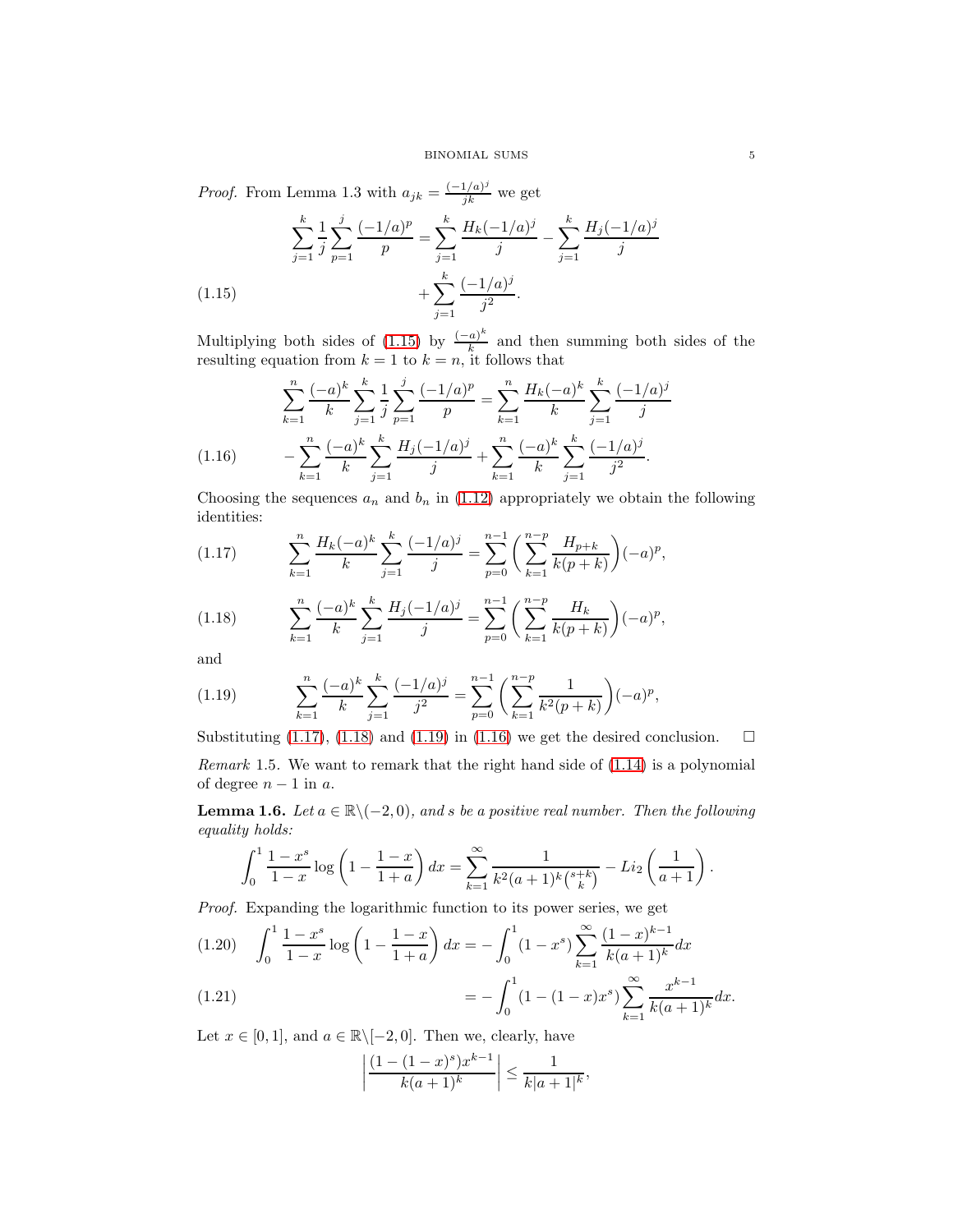*Proof.* From Lemma 1.3 with $a_{jk} = \frac{(-1/a)^j}{jk}$ we get

$$\sum_{j=1}^{k} \frac{1}{j} \sum_{p=1}^{j} \frac{(-1/a)^p}{p} = \sum_{j=1}^{k} \frac{H_k(-1/a)^j}{j} - \sum_{j=1}^{k} \frac{H_j(-1/a)^j}{j} + \sum_{j=1}^{k} \frac{(-1/a)^j}{j^2}. \tag{1.15}$$

Multiplying both sides of (1.15) by $\frac{(-a)^k}{k}$ and then summing both sides of the resulting equation from $k = 1$ to $k = n$, it follows that

$$\sum_{k=1}^{n} \frac{(-a)^k}{k} \sum_{j=1}^{k} \frac{1}{j} \sum_{p=1}^{j} \frac{(-1/a)^p}{p} = \sum_{k=1}^{n} \frac{H_k(-a)^k}{k} \sum_{j=1}^{k} \frac{(-1/a)^j}{j} - \sum_{k=1}^{n} \frac{(-a)^k}{k} \sum_{j=1}^{k} \frac{H_j(-1/a)^j}{j} + \sum_{k=1}^{n} \frac{(-a)^k}{k} \sum_{j=1}^{k} \frac{(-1/a)^j}{j^2}. \tag{1.16}$$

Choosing the sequences $a_n$ and $b_n$ in (1.12) appropriately we obtain the following identities:

$$\sum_{k=1}^{n} \frac{H_k(-a)^k}{k} \sum_{j=1}^{k} \frac{(-1/a)^j}{j} = \sum_{p=0}^{n-1} \bigg( \sum_{k=1}^{n-p} \frac{H_{p+k}}{k(p+k)} \bigg) (-a)^p, \tag{1.17}$$

$$\sum_{k=1}^{n} \frac{(-a)^k}{k} \sum_{j=1}^{k} \frac{H_j(-1/a)^j}{j} = \sum_{p=0}^{n-1} \bigg( \sum_{k=1}^{n-p} \frac{H_k}{k(p+k)} \bigg) (-a)^p, \tag{1.18}$$

and

$$\sum_{k=1}^{n} \frac{(-a)^k}{k} \sum_{j=1}^{k} \frac{(-1/a)^j}{j^2} = \sum_{p=0}^{n-1} \bigg( \sum_{k=1}^{n-p} \frac{1}{k^2(p+k)} \bigg) (-a)^p, \tag{1.19}$$

Substituting (1.17), (1.18) and (1.19) in (1.16) we get the desired conclusion. $\square$

*Remark* 1.5. We want to remark that the right hand side of (1.14) is a polynomial of degree $n-1$ in $a$.

**Lemma 1.6.** *Let $a \in \mathbb{R}\backslash(-2, 0)$, and $s$ be a positive real number. Then the following equality holds:*

$$\int_0^1 \frac{1-x^s}{1-x} \log\left(1 - \frac{1-x}{1+a}\right) dx = \sum_{k=1}^{\infty} \frac{1}{k^2(a+1)^k \binom{s+k}{k}} - Li_2\left(\frac{1}{a+1}\right).$$

*Proof.* Expanding the logarithmic function to its power series, we get

$$\int_0^1 \frac{1-x^s}{1-x} \log\left(1 - \frac{1-x}{1+a}\right) dx = -\int_0^1 (1-x^s) \sum_{k=1}^{\infty} \frac{(1-x)^{k-1}}{k(a+1)^k} dx \tag{1.20}$$

$$= -\int_0^1 (1-(1-x)x^s) \sum_{k=1}^{\infty} \frac{x^{k-1}}{k(a+1)^k} dx. \tag{1.21}$$

Let $x \in [0, 1]$, and $a \in \mathbb{R}\backslash[-2, 0]$. Then we, clearly, have

$$\left| \frac{(1-(1-x)^s)x^{k-1}}{k(a+1)^k} \right| \leq \frac{1}{k|a+1|^k},$$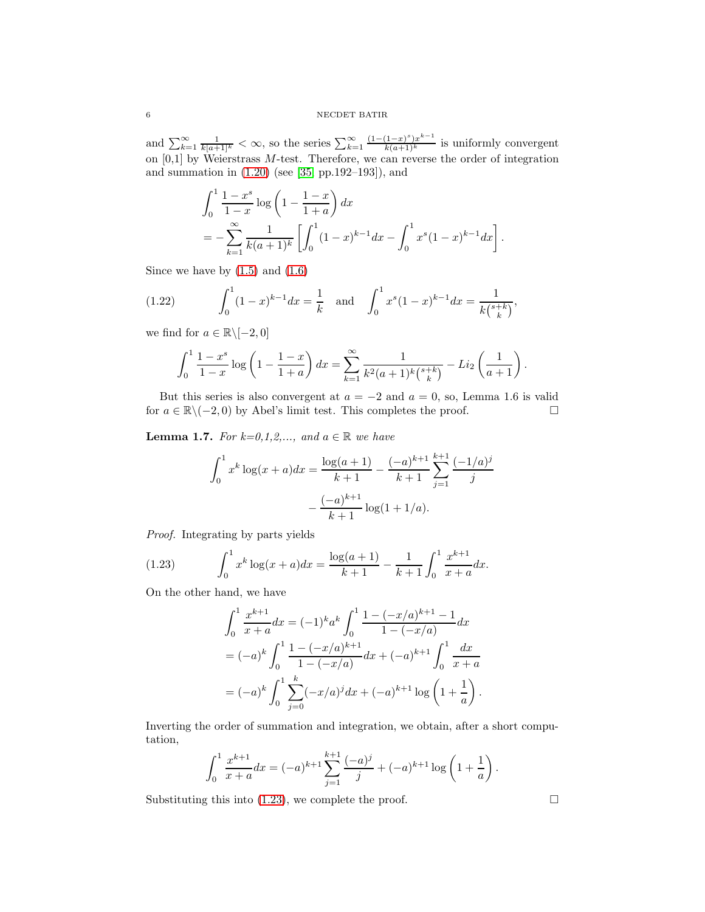and $\sum_{k=1}^{\infty} \frac{1}{k[a+1]^k} < \infty$, so the series $\sum_{k=1}^{\infty} \frac{(1-(1-x)^s)x^{k-1}}{k(a+1)^k}$ is uniformly convergent on [0,1] by Weierstrass $M$-test. Therefore, we can reverse the order of integration and summation in (1.20) (see [35, pp.192–193]), and

$$
\begin{aligned}
&\int_0^1 \frac{1-x^s}{1-x} \log\left(1 - \frac{1-x}{1+a}\right) dx \\
&= -\sum_{k=1}^{\infty} \frac{1}{k(a+1)^k} \left[ \int_0^1 (1-x)^{k-1} dx - \int_0^1 x^s (1-x)^{k-1} dx \right].
\end{aligned}
$$

Since we have by (1.5) and (1.6)

$$
\int_0^1 (1-x)^{k-1} dx = \frac{1}{k} \quad \text{and} \quad \int_0^1 x^s (1-x)^{k-1} dx = \frac{1}{k\binom{s+k}{k}}, \tag{1.22}
$$

we find for $a \in \mathbb{R}\backslash[-2, 0]$

$$
\int_0^1 \frac{1-x^s}{1-x} \log\left(1 - \frac{1-x}{1+a}\right) dx = \sum_{k=1}^{\infty} \frac{1}{k^2(a+1)^k \binom{s+k}{k}} - Li_2\left(\frac{1}{a+1}\right).
$$

But this series is also convergent at $a = -2$ and $a = 0$, so, Lemma 1.6 is valid for $a \in \mathbb{R}\backslash(-2, 0)$ by Abel's limit test. This completes the proof. $\square$

**Lemma 1.7.** *For k=0,1,2,..., and $a \in \mathbb{R}$ we have*

$$
\begin{aligned}
\int_0^1 x^k \log(x+a) dx &= \frac{\log(a+1)}{k+1} - \frac{(-a)^{k+1}}{k+1} \sum_{j=1}^{k+1} \frac{(-1/a)^j}{j} \\
&\quad - \frac{(-a)^{k+1}}{k+1} \log(1 + 1/a).
\end{aligned}
$$

*Proof.* Integrating by parts yields

$$
\int_0^1 x^k \log(x+a) dx = \frac{\log(a+1)}{k+1} - \frac{1}{k+1} \int_0^1 \frac{x^{k+1}}{x+a} dx. \tag{1.23}
$$

On the other hand, we have

$$
\begin{aligned}
\int_0^1 \frac{x^{k+1}}{x+a} dx &= (-1)^k a^k \int_0^1 \frac{1 - (-x/a)^{k+1} - 1}{1 - (-x/a)} dx \\
&= (-a)^k \int_0^1 \frac{1 - (-x/a)^{k+1}}{1 - (-x/a)} dx + (-a)^{k+1} \int_0^1 \frac{dx}{x+a} \\
&= (-a)^k \int_0^1 \sum_{j=0}^{k} (-x/a)^j dx + (-a)^{k+1} \log\left(1 + \frac{1}{a}\right).
\end{aligned}
$$

Inverting the order of summation and integration, we obtain, after a short computation,

$$
\int_0^1 \frac{x^{k+1}}{x+a} dx = (-a)^{k+1} \sum_{j=1}^{k+1} \frac{(-a)^j}{j} + (-a)^{k+1} \log\left(1 + \frac{1}{a}\right).
$$

Substituting this into (1.23), we complete the proof. $\square$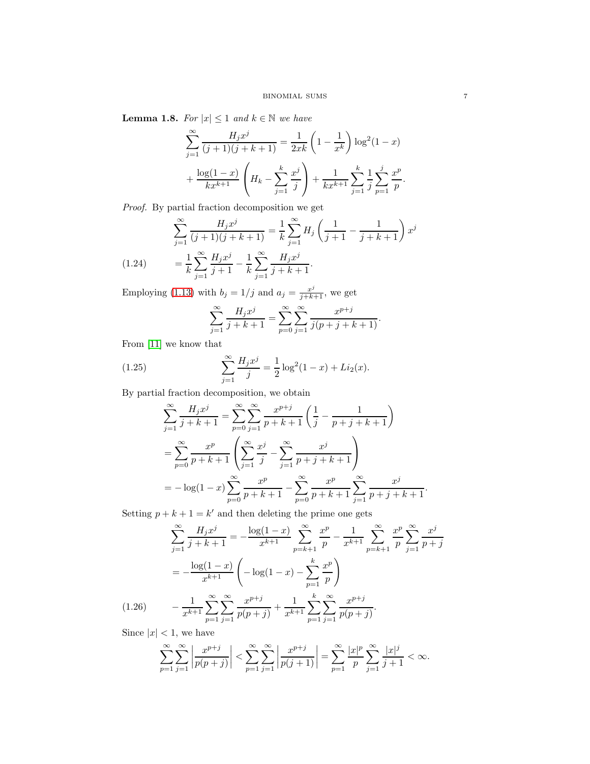**Lemma 1.8.** *For $|x| \leq 1$ and $k \in \mathbb{N}$ we have*

$$\sum_{j=1}^{\infty} \frac{H_j x^j}{(j+1)(j+k+1)} = \frac{1}{2xk}\left(1 - \frac{1}{x^k}\right)\log^2(1-x)$$

$$+ \frac{\log(1-x)}{kx^{k+1}}\left(H_k - \sum_{j=1}^{k}\frac{x^j}{j}\right) + \frac{1}{kx^{k+1}}\sum_{j=1}^{k}\frac{1}{j}\sum_{p=1}^{j}\frac{x^p}{p}.$$

*Proof.* By partial fraction decomposition we get

$$\sum_{j=1}^{\infty} \frac{H_j x^j}{(j+1)(j+k+1)} = \frac{1}{k}\sum_{j=1}^{\infty} H_j\left(\frac{1}{j+1} - \frac{1}{j+k+1}\right)x^j$$

$$= \frac{1}{k}\sum_{j=1}^{\infty}\frac{H_j x^j}{j+1} - \frac{1}{k}\sum_{j=1}^{\infty}\frac{H_j x^j}{j+k+1}. \tag{1.24}$$

Employing (1.13) with $b_j = 1/j$ and $a_j = \frac{x^j}{j+k+1}$, we get

$$\sum_{j=1}^{\infty}\frac{H_j x^j}{j+k+1} = \sum_{p=0}^{\infty}\sum_{j=1}^{\infty}\frac{x^{p+j}}{j(p+j+k+1)}.$$

From [11] we know that

$$\sum_{j=1}^{\infty}\frac{H_j x^j}{j} = \frac{1}{2}\log^2(1-x) + Li_2(x). \tag{1.25}$$

By partial fraction decomposition, we obtain

$$\sum_{j=1}^{\infty}\frac{H_j x^j}{j+k+1} = \sum_{p=0}^{\infty}\sum_{j=1}^{\infty}\frac{x^{p+j}}{p+k+1}\left(\frac{1}{j} - \frac{1}{p+j+k+1}\right)$$

$$= \sum_{p=0}^{\infty}\frac{x^p}{p+k+1}\left(\sum_{j=1}^{\infty}\frac{x^j}{j} - \sum_{j=1}^{\infty}\frac{x^j}{p+j+k+1}\right)$$

$$= -\log(1-x)\sum_{p=0}^{\infty}\frac{x^p}{p+k+1} - \sum_{p=0}^{\infty}\frac{x^p}{p+k+1}\sum_{j=1}^{\infty}\frac{x^j}{p+j+k+1}.$$

Setting $p+k+1 = k'$ and then deleting the prime one gets

$$\sum_{j=1}^{\infty}\frac{H_j x^j}{j+k+1} = -\frac{\log(1-x)}{x^{k+1}}\sum_{p=k+1}^{\infty}\frac{x^p}{p} - \frac{1}{x^{k+1}}\sum_{p=k+1}^{\infty}\frac{x^p}{p}\sum_{j=1}^{\infty}\frac{x^j}{p+j}$$

$$= -\frac{\log(1-x)}{x^{k+1}}\left(-\log(1-x) - \sum_{p=1}^{k}\frac{x^p}{p}\right)$$

$$-\frac{1}{x^{k+1}}\sum_{p=1}^{\infty}\sum_{j=1}^{\infty}\frac{x^{p+j}}{p(p+j)} + \frac{1}{x^{k+1}}\sum_{p=1}^{k}\sum_{j=1}^{\infty}\frac{x^{p+j}}{p(p+j)}. \tag{1.26}$$

Since $|x| < 1$, we have

$$\sum_{p=1}^{\infty}\sum_{j=1}^{\infty}\left|\frac{x^{p+j}}{p(p+j)}\right| < \sum_{p=1}^{\infty}\sum_{j=1}^{\infty}\left|\frac{x^{p+j}}{p(j+1)}\right| = \sum_{p=1}^{\infty}\frac{|x|^p}{p}\sum_{j=1}^{\infty}\frac{|x|^j}{j+1} < \infty.$$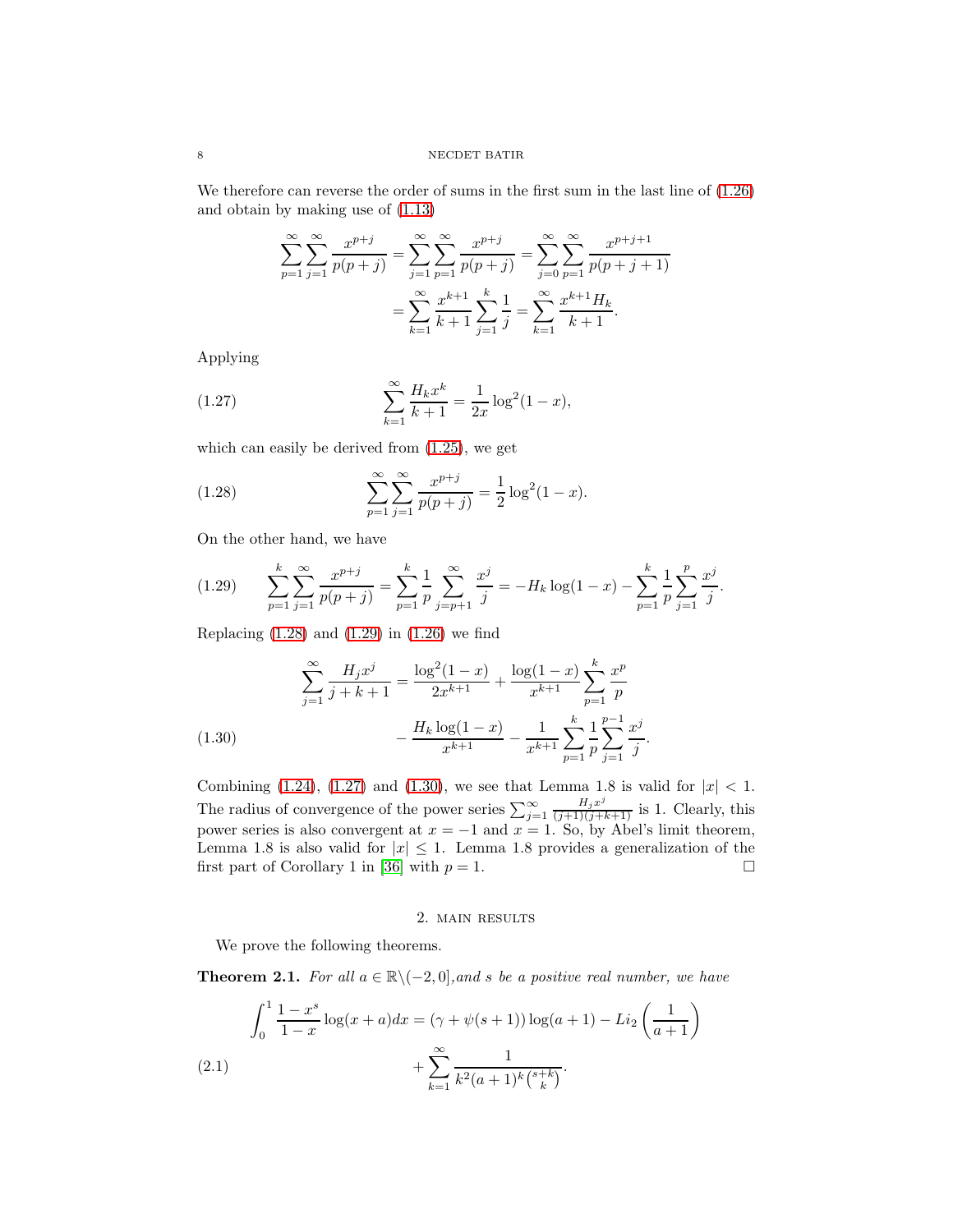We therefore can reverse the order of sums in the first sum in the last line of (1.26) and obtain by making use of (1.13)

$$\sum_{p=1}^{\infty}\sum_{j=1}^{\infty}\frac{x^{p+j}}{p(p+j)}=\sum_{j=1}^{\infty}\sum_{p=1}^{\infty}\frac{x^{p+j}}{p(p+j)}=\sum_{j=0}^{\infty}\sum_{p=1}^{\infty}\frac{x^{p+j+1}}{p(p+j+1)}$$
$$=\sum_{k=1}^{\infty}\frac{x^{k+1}}{k+1}\sum_{j=1}^{k}\frac{1}{j}=\sum_{k=1}^{\infty}\frac{x^{k+1}H_k}{k+1}.$$

Applying

$$\sum_{k=1}^{\infty}\frac{H_k x^k}{k+1}=\frac{1}{2x}\log^2(1-x), \tag{1.27}$$

which can easily be derived from (1.25), we get

$$\sum_{p=1}^{\infty}\sum_{j=1}^{\infty}\frac{x^{p+j}}{p(p+j)}=\frac{1}{2}\log^2(1-x). \tag{1.28}$$

On the other hand, we have

$$\sum_{p=1}^{k}\sum_{j=1}^{\infty}\frac{x^{p+j}}{p(p+j)}=\sum_{p=1}^{k}\frac{1}{p}\sum_{j=p+1}^{\infty}\frac{x^j}{j}=-H_k\log(1-x)-\sum_{p=1}^{k}\frac{1}{p}\sum_{j=1}^{p}\frac{x^j}{j}. \tag{1.29}$$

Replacing (1.28) and (1.29) in (1.26) we find

$$\sum_{j=1}^{\infty}\frac{H_j x^j}{j+k+1}=\frac{\log^2(1-x)}{2x^{k+1}}+\frac{\log(1-x)}{x^{k+1}}\sum_{p=1}^{k}\frac{x^p}{p}$$
$$-\frac{H_k\log(1-x)}{x^{k+1}}-\frac{1}{x^{k+1}}\sum_{p=1}^{k}\frac{1}{p}\sum_{j=1}^{p-1}\frac{x^j}{j}. \tag{1.30}$$

Combining (1.24), (1.27) and (1.30), we see that Lemma 1.8 is valid for $|x|<1$. The radius of convergence of the power series $\sum_{j=1}^{\infty}\frac{H_j x^j}{(j+1)(j+k+1)}$ is 1. Clearly, this power series is also convergent at $x=-1$ and $x=1$. So, by Abel's limit theorem, Lemma 1.8 is also valid for $|x|\leq 1$. Lemma 1.8 provides a generalization of the first part of Corollary 1 in [36] with $p=1$. □

## 2. Main results

We prove the following theorems.

**Theorem 2.1.** *For all $a\in\mathbb{R}\backslash(-2,0]$, and $s$ be a positive real number, we have*

$$\int_0^1\frac{1-x^s}{1-x}\log(x+a)dx=(\gamma+\psi(s+1))\log(a+1)-Li_2\left(\frac{1}{a+1}\right)$$
$$+\sum_{k=1}^{\infty}\frac{1}{k^2(a+1)^k\binom{s+k}{k}}. \tag{2.1}$$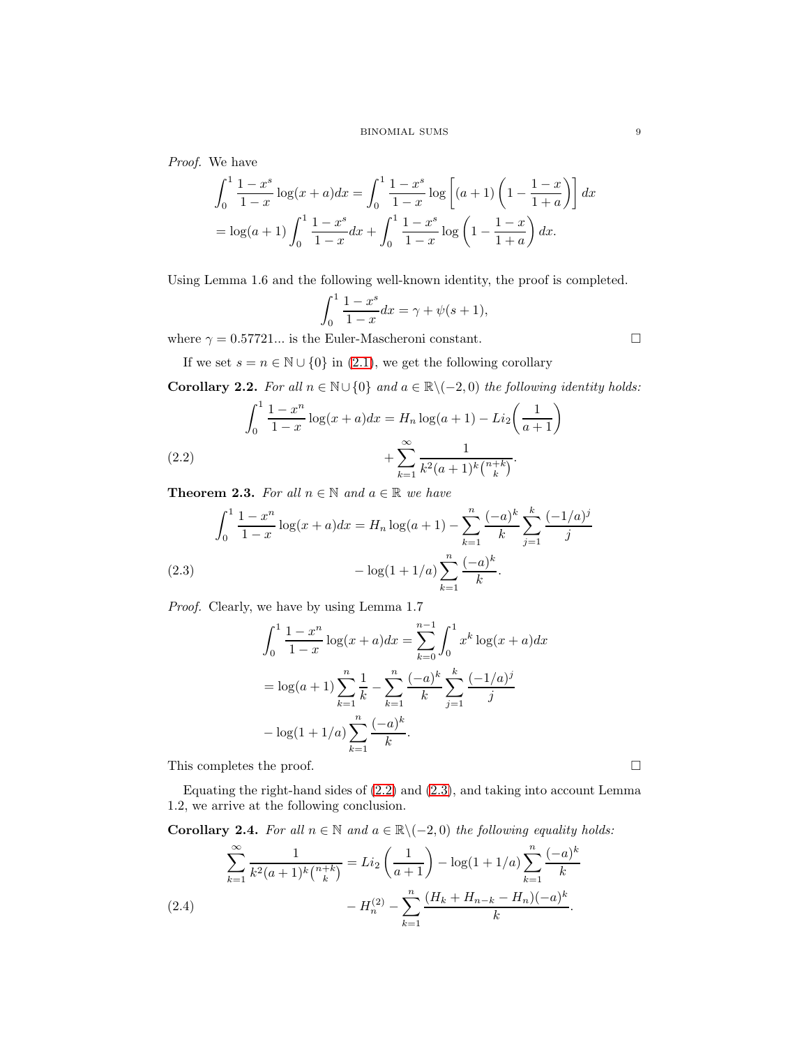*Proof.* We have

$$\int_0^1 \frac{1-x^s}{1-x}\log(x+a)dx = \int_0^1 \frac{1-x^s}{1-x}\log\left[(a+1)\left(1-\frac{1-x}{1+a}\right)\right]dx$$
$$= \log(a+1)\int_0^1 \frac{1-x^s}{1-x}dx + \int_0^1 \frac{1-x^s}{1-x}\log\left(1-\frac{1-x}{1+a}\right)dx.$$

Using Lemma 1.6 and the following well-known identity, the proof is completed.

$$\int_0^1 \frac{1-x^s}{1-x}dx = \gamma + \psi(s+1),$$

where $\gamma = 0.57721...$ is the Euler-Mascheroni constant. □

If we set $s = n \in \mathbb{N}\cup\{0\}$ in (2.1), we get the following corollary

**Corollary 2.2.** *For all $n \in \mathbb{N}\cup\{0\}$ and $a \in \mathbb{R}\backslash(-2,0)$ the following identity holds:*

$$\int_0^1 \frac{1-x^n}{1-x}\log(x+a)dx = H_n\log(a+1) - Li_2\left(\frac{1}{a+1}\right) + \sum_{k=1}^{\infty}\frac{1}{k^2(a+1)^k\binom{n+k}{k}}. \tag{2.2}$$

**Theorem 2.3.** *For all $n \in \mathbb{N}$ and $a \in \mathbb{R}$ we have*

$$\int_0^1 \frac{1-x^n}{1-x}\log(x+a)dx = H_n\log(a+1) - \sum_{k=1}^{n}\frac{(-a)^k}{k}\sum_{j=1}^{k}\frac{(-1/a)^j}{j} - \log(1+1/a)\sum_{k=1}^{n}\frac{(-a)^k}{k}. \tag{2.3}$$

*Proof.* Clearly, we have by using Lemma 1.7

$$\int_0^1 \frac{1-x^n}{1-x}\log(x+a)dx = \sum_{k=0}^{n-1}\int_0^1 x^k\log(x+a)dx$$
$$= \log(a+1)\sum_{k=1}^{n}\frac{1}{k} - \sum_{k=1}^{n}\frac{(-a)^k}{k}\sum_{j=1}^{k}\frac{(-1/a)^j}{j}$$
$$-\log(1+1/a)\sum_{k=1}^{n}\frac{(-a)^k}{k}.$$

This completes the proof. □

Equating the right-hand sides of (2.2) and (2.3), and taking into account Lemma 1.2, we arrive at the following conclusion.

**Corollary 2.4.** *For all $n \in \mathbb{N}$ and $a \in \mathbb{R}\backslash(-2,0)$ the following equality holds:*

$$\sum_{k=1}^{\infty}\frac{1}{k^2(a+1)^k\binom{n+k}{k}} = Li_2\left(\frac{1}{a+1}\right) - \log(1+1/a)\sum_{k=1}^{n}\frac{(-a)^k}{k} - H_n^{(2)} - \sum_{k=1}^{n}\frac{(H_k+H_{n-k}-H_n)(-a)^k}{k}. \tag{2.4}$$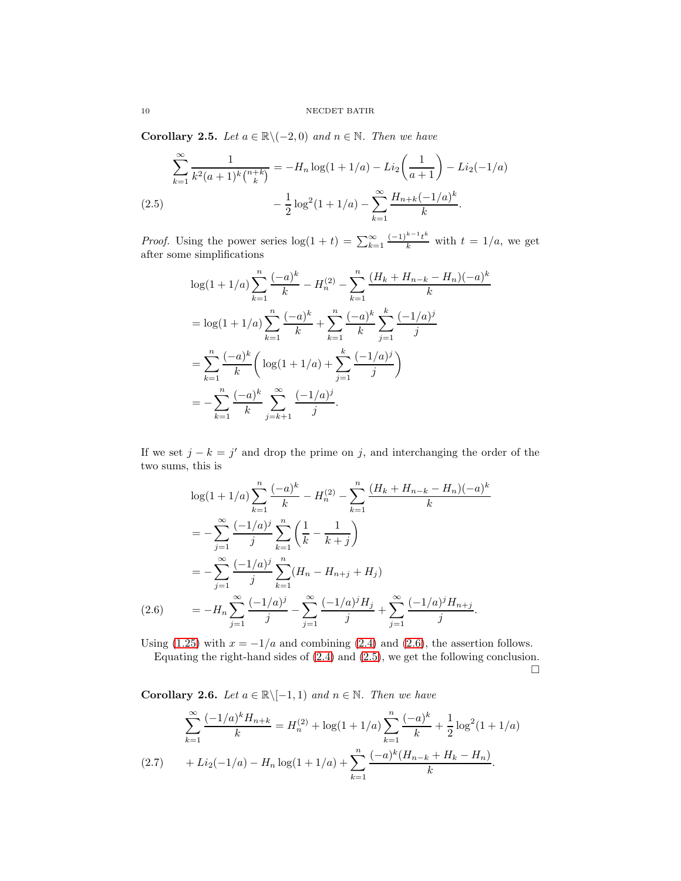**Corollary 2.5.** *Let $a \in \mathbb{R}\backslash(-2,0)$ and $n \in \mathbb{N}$. Then we have*

$$
\begin{aligned}
\sum_{k=1}^{\infty} \frac{1}{k^2 (a+1)^k \binom{n+k}{k}} &= -H_n \log(1+1/a) - Li_2\left(\frac{1}{a+1}\right) - Li_2(-1/a) \\
&\quad - \frac{1}{2}\log^2(1+1/a) - \sum_{k=1}^{\infty} \frac{H_{n+k}(-1/a)^k}{k}. \qquad (2.5)
\end{aligned}
$$

*Proof.* Using the power series $\log(1+t) = \sum_{k=1}^{\infty} \frac{(-1)^{k-1} t^k}{k}$ with $t = 1/a$, we get after some simplifications

$$
\begin{aligned}
&\log(1+1/a)\sum_{k=1}^{n} \frac{(-a)^k}{k} - H_n^{(2)} - \sum_{k=1}^{n} \frac{(H_k + H_{n-k} - H_n)(-a)^k}{k} \\
&= \log(1+1/a)\sum_{k=1}^{n} \frac{(-a)^k}{k} + \sum_{k=1}^{n} \frac{(-a)^k}{k} \sum_{j=1}^{k} \frac{(-1/a)^j}{j} \\
&= \sum_{k=1}^{n} \frac{(-a)^k}{k}\left( \log(1+1/a) + \sum_{j=1}^{k} \frac{(-1/a)^j}{j}\right) \\
&= -\sum_{k=1}^{n} \frac{(-a)^k}{k} \sum_{j=k+1}^{\infty} \frac{(-1/a)^j}{j}.
\end{aligned}
$$

If we set $j - k = j'$ and drop the prime on $j$, and interchanging the order of the two sums, this is

$$
\begin{aligned}
&\log(1+1/a)\sum_{k=1}^{n} \frac{(-a)^k}{k} - H_n^{(2)} - \sum_{k=1}^{n} \frac{(H_k + H_{n-k} - H_n)(-a)^k}{k} \\
&= -\sum_{j=1}^{\infty} \frac{(-1/a)^j}{j} \sum_{k=1}^{n} \left(\frac{1}{k} - \frac{1}{k+j}\right) \\
&= -\sum_{j=1}^{\infty} \frac{(-1/a)^j}{j} \sum_{k=1}^{n} (H_n - H_{n+j} + H_j) \\
&= -H_n \sum_{j=1}^{\infty} \frac{(-1/a)^j}{j} - \sum_{j=1}^{\infty} \frac{(-1/a)^j H_j}{j} + \sum_{j=1}^{\infty} \frac{(-1/a)^j H_{n+j}}{j}. \qquad (2.6)
\end{aligned}
$$

Using (1.25) with $x = -1/a$ and combining (2.4) and (2.6), the assertion follows.

Equating the right-hand sides of (2.4) and (2.5), we get the following conclusion. □

**Corollary 2.6.** *Let $a \in \mathbb{R}\backslash[-1,1)$ and $n \in \mathbb{N}$. Then we have*

$$
\begin{aligned}
\sum_{k=1}^{\infty} \frac{(-1/a)^k H_{n+k}}{k} &= H_n^{(2)} + \log(1+1/a)\sum_{k=1}^{n} \frac{(-a)^k}{k} + \frac{1}{2}\log^2(1+1/a) \\
&\quad + Li_2(-1/a) - H_n \log(1+1/a) + \sum_{k=1}^{n} \frac{(-a)^k (H_{n-k} + H_k - H_n)}{k}. \qquad (2.7)
\end{aligned}
$$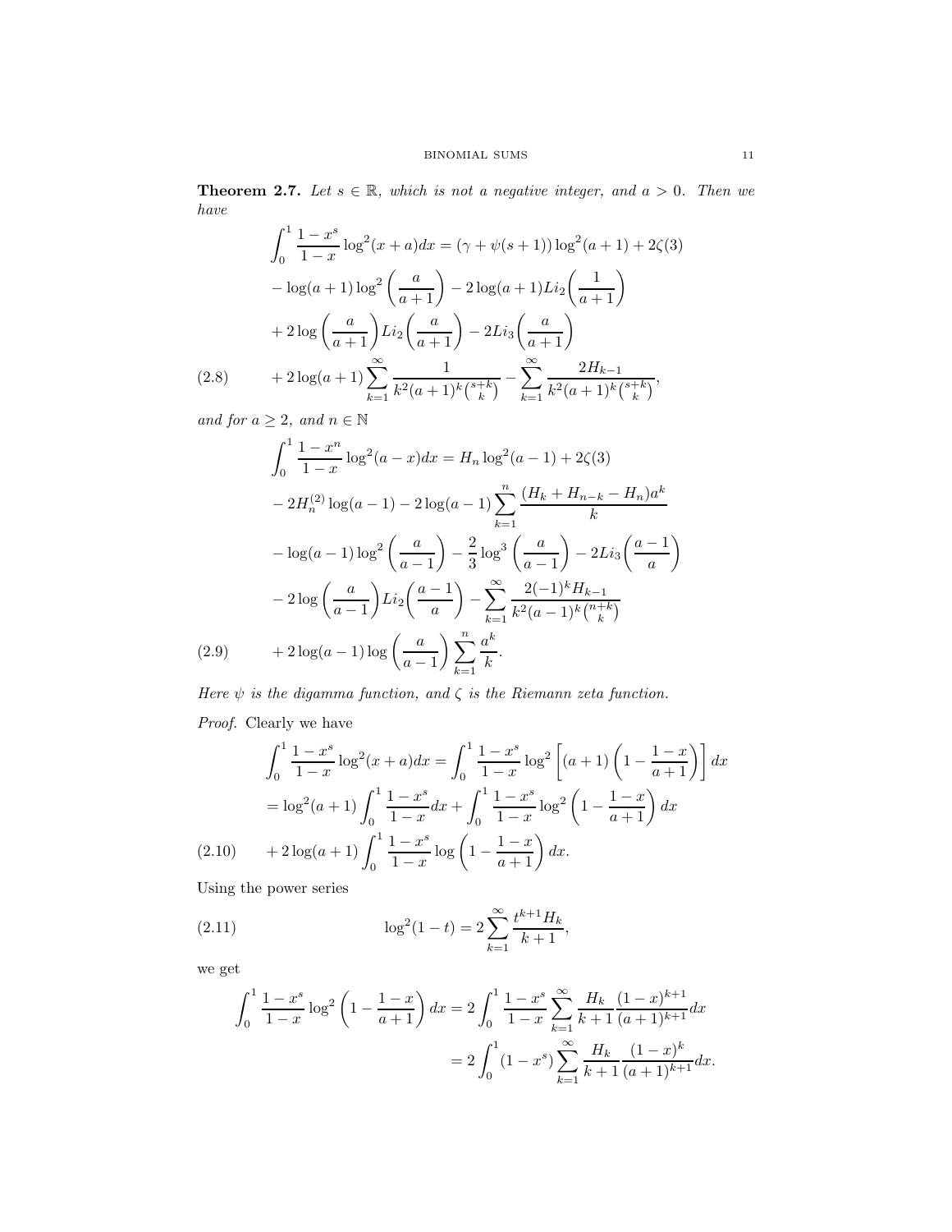**Theorem 2.7.** *Let $s \in \mathbb{R}$, which is not a negative integer, and $a > 0$. Then we have*

$$
\begin{aligned}
\int_0^1 \frac{1-x^s}{1-x} \log^2(x+a)dx &= (\gamma + \psi(s+1))\log^2(a+1) + 2\zeta(3) \\
&- \log(a+1)\log^2\left(\frac{a}{a+1}\right) - 2\log(a+1)Li_2\left(\frac{1}{a+1}\right) \\
&+ 2\log\left(\frac{a}{a+1}\right)Li_2\left(\frac{a}{a+1}\right) - 2Li_3\left(\frac{a}{a+1}\right) \\
&+ 2\log(a+1)\sum_{k=1}^{\infty} \frac{1}{k^2(a+1)^k\binom{s+k}{k}} - \sum_{k=1}^{\infty} \frac{2H_{k-1}}{k^2(a+1)^k\binom{s+k}{k}},
\end{aligned} \tag{2.8}
$$

*and for $a \geq 2$, and $n \in \mathbb{N}$*

$$
\begin{aligned}
\int_0^1 \frac{1-x^n}{1-x} \log^2(a-x)dx &= H_n \log^2(a-1) + 2\zeta(3) \\
&- 2H_n^{(2)}\log(a-1) - 2\log(a-1)\sum_{k=1}^{n} \frac{(H_k + H_{n-k} - H_n)a^k}{k} \\
&- \log(a-1)\log^2\left(\frac{a}{a-1}\right) - \frac{2}{3}\log^3\left(\frac{a}{a-1}\right) - 2Li_3\left(\frac{a-1}{a}\right) \\
&- 2\log\left(\frac{a}{a-1}\right)Li_2\left(\frac{a-1}{a}\right) - \sum_{k=1}^{\infty} \frac{2(-1)^k H_{k-1}}{k^2(a-1)^k\binom{n+k}{k}} \\
&+ 2\log(a-1)\log\left(\frac{a}{a-1}\right)\sum_{k=1}^{n} \frac{a^k}{k}.
\end{aligned} \tag{2.9}
$$

*Here $\psi$ is the digamma function, and $\zeta$ is the Riemann zeta function.*

*Proof.* Clearly we have

$$
\begin{aligned}
\int_0^1 \frac{1-x^s}{1-x} \log^2(x+a)dx &= \int_0^1 \frac{1-x^s}{1-x} \log^2\left[(a+1)\left(1 - \frac{1-x}{a+1}\right)\right]dx \\
&= \log^2(a+1)\int_0^1 \frac{1-x^s}{1-x}dx + \int_0^1 \frac{1-x^s}{1-x}\log^2\left(1 - \frac{1-x}{a+1}\right)dx \\
&+ 2\log(a+1)\int_0^1 \frac{1-x^s}{1-x}\log\left(1 - \frac{1-x}{a+1}\right)dx.
\end{aligned} \tag{2.10}
$$

Using the power series

$$
\log^2(1-t) = 2\sum_{k=1}^{\infty} \frac{t^{k+1}H_k}{k+1}, \tag{2.11}
$$

we get

$$
\begin{aligned}
\int_0^1 \frac{1-x^s}{1-x}\log^2\left(1 - \frac{1-x}{a+1}\right)dx &= 2\int_0^1 \frac{1-x^s}{1-x}\sum_{k=1}^{\infty} \frac{H_k}{k+1}\frac{(1-x)^{k+1}}{(a+1)^{k+1}}dx \\
&= 2\int_0^1 (1-x^s)\sum_{k=1}^{\infty} \frac{H_k}{k+1}\frac{(1-x)^k}{(a+1)^{k+1}}dx.
\end{aligned}
$$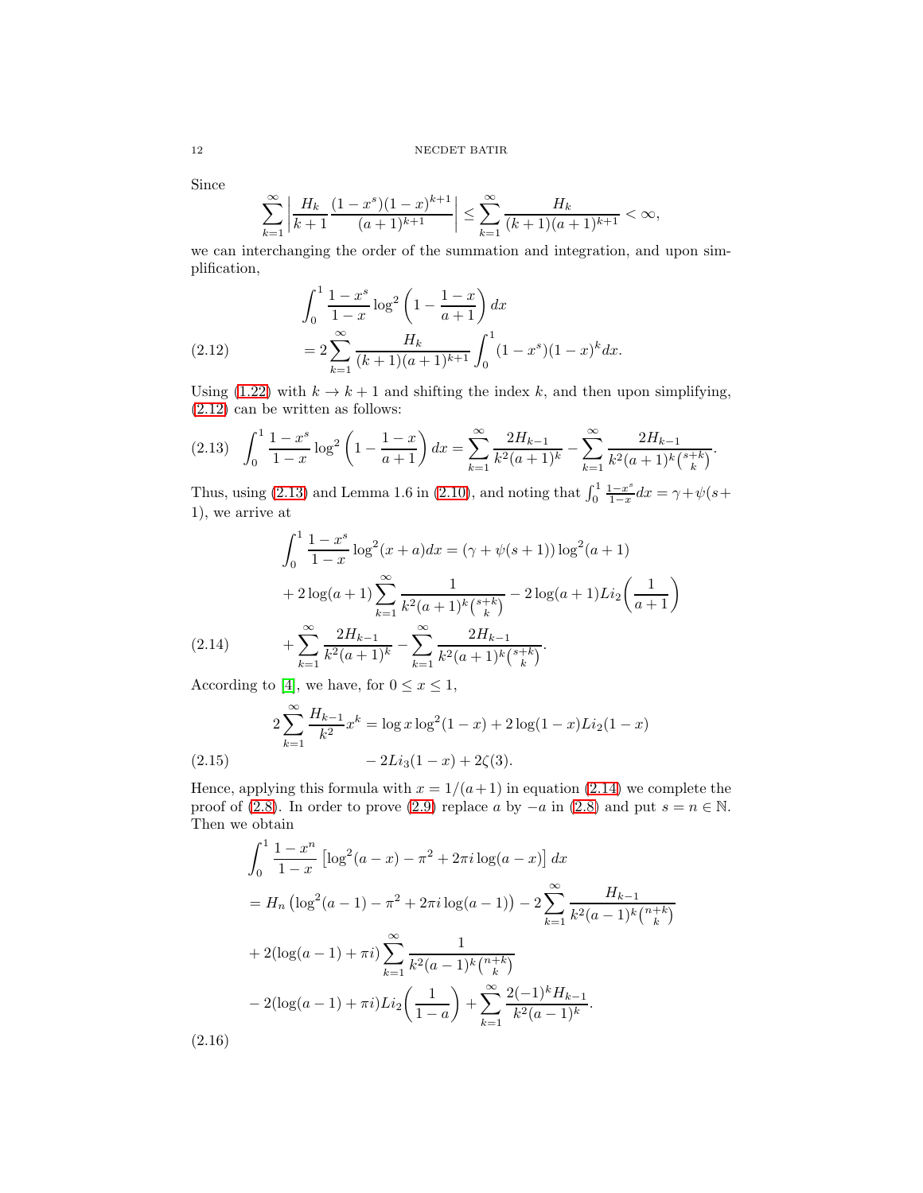Since

$$\sum_{k=1}^{\infty}\left|\frac{H_k}{k+1}\frac{(1-x^s)(1-x)^{k+1}}{(a+1)^{k+1}}\right| \leq \sum_{k=1}^{\infty}\frac{H_k}{(k+1)(a+1)^{k+1}} < \infty,$$

we can interchanging the order of the summation and integration, and upon simplification,

$$\int_0^1 \frac{1-x^s}{1-x}\log^2\left(1-\frac{1-x}{a+1}\right)dx$$
$$= 2\sum_{k=1}^{\infty}\frac{H_k}{(k+1)(a+1)^{k+1}}\int_0^1(1-x^s)(1-x)^k dx. \tag{2.12}$$

Using (1.22) with $k\to k+1$ and shifting the index $k$, and then upon simplifying, (2.12) can be written as follows:

$$\int_0^1 \frac{1-x^s}{1-x}\log^2\left(1-\frac{1-x}{a+1}\right)dx = \sum_{k=1}^{\infty}\frac{2H_{k-1}}{k^2(a+1)^k} - \sum_{k=1}^{\infty}\frac{2H_{k-1}}{k^2(a+1)^k\binom{s+k}{k}}. \tag{2.13}$$

Thus, using (2.13) and Lemma 1.6 in (2.10), and noting that $\int_0^1 \frac{1-x^s}{1-x}dx = \gamma+\psi(s+1)$, we arrive at

$$\int_0^1 \frac{1-x^s}{1-x}\log^2(x+a)dx = (\gamma+\psi(s+1))\log^2(a+1)$$
$$+ 2\log(a+1)\sum_{k=1}^{\infty}\frac{1}{k^2(a+1)^k\binom{s+k}{k}} - 2\log(a+1)Li_2\left(\frac{1}{a+1}\right)$$
$$+ \sum_{k=1}^{\infty}\frac{2H_{k-1}}{k^2(a+1)^k} - \sum_{k=1}^{\infty}\frac{2H_{k-1}}{k^2(a+1)^k\binom{s+k}{k}}. \tag{2.14}$$

According to [4], we have, for $0\leq x\leq 1$,

$$2\sum_{k=1}^{\infty}\frac{H_{k-1}}{k^2}x^k = \log x\log^2(1-x) + 2\log(1-x)Li_2(1-x)$$
$$- 2Li_3(1-x) + 2\zeta(3). \tag{2.15}$$

Hence, applying this formula with $x = 1/(a+1)$ in equation (2.14) we complete the proof of (2.8). In order to prove (2.9) replace $a$ by $-a$ in (2.8) and put $s = n\in\mathbb{N}$. Then we obtain

$$\int_0^1 \frac{1-x^n}{1-x}\left[\log^2(a-x) - \pi^2 + 2\pi i\log(a-x)\right]dx$$
$$= H_n\left(\log^2(a-1) - \pi^2 + 2\pi i\log(a-1)\right) - 2\sum_{k=1}^{\infty}\frac{H_{k-1}}{k^2(a-1)^k\binom{n+k}{k}}$$
$$+ 2(\log(a-1)+\pi i)\sum_{k=1}^{\infty}\frac{1}{k^2(a-1)^k\binom{n+k}{k}}$$
$$- 2(\log(a-1)+\pi i)Li_2\left(\frac{1}{1-a}\right) + \sum_{k=1}^{\infty}\frac{2(-1)^k H_{k-1}}{k^2(a-1)^k}. \tag{2.16}$$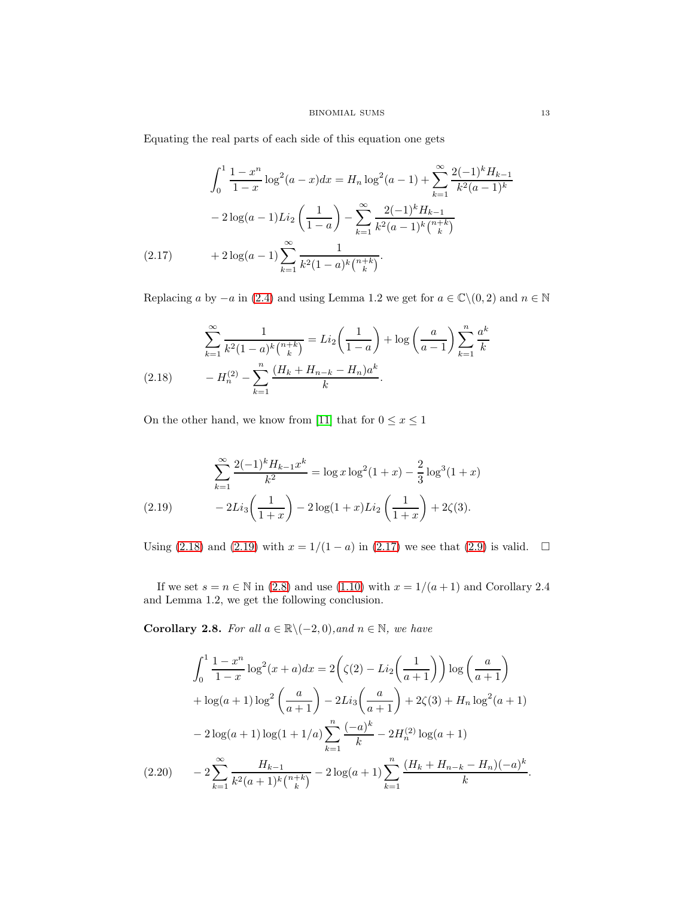Equating the real parts of each side of this equation one gets

$$
\begin{aligned}
\int_0^1 \frac{1-x^n}{1-x}\log^2(a-x)dx &= H_n\log^2(a-1) + \sum_{k=1}^{\infty}\frac{2(-1)^k H_{k-1}}{k^2(a-1)^k} \\
&- 2\log(a-1)Li_2\left(\frac{1}{1-a}\right) - \sum_{k=1}^{\infty}\frac{2(-1)^k H_{k-1}}{k^2(a-1)^k\binom{n+k}{k}} \\
&+ 2\log(a-1)\sum_{k=1}^{\infty}\frac{1}{k^2(1-a)^k\binom{n+k}{k}}.
\end{aligned}
\tag{2.17}
$$

Replacing $a$ by $-a$ in (2.4) and using Lemma 1.2 we get for $a \in \mathbb{C}\backslash(0,2)$ and $n \in \mathbb{N}$

$$
\begin{aligned}
\sum_{k=1}^{\infty}\frac{1}{k^2(1-a)^k\binom{n+k}{k}} &= Li_2\left(\frac{1}{1-a}\right) + \log\left(\frac{a}{a-1}\right)\sum_{k=1}^{n}\frac{a^k}{k} \\
&- H_n^{(2)} - \sum_{k=1}^{n}\frac{(H_k + H_{n-k} - H_n)a^k}{k}.
\end{aligned}
\tag{2.18}
$$

On the other hand, we know from [11] that for $0 \le x \le 1$

$$
\begin{aligned}
\sum_{k=1}^{\infty}\frac{2(-1)^k H_{k-1}x^k}{k^2} &= \log x\log^2(1+x) - \frac{2}{3}\log^3(1+x) \\
&- 2Li_3\left(\frac{1}{1+x}\right) - 2\log(1+x)Li_2\left(\frac{1}{1+x}\right) + 2\zeta(3).
\end{aligned}
\tag{2.19}
$$

Using (2.18) and (2.19) with $x = 1/(1-a)$ in (2.17) we see that (2.9) is valid. $\square$

If we set $s = n \in \mathbb{N}$ in (2.8) and use (1.10) with $x = 1/(a+1)$ and Corollary 2.4 and Lemma 1.2, we get the following conclusion.

**Corollary 2.8.** *For all $a \in \mathbb{R}\backslash(-2,0)$, and $n \in \mathbb{N}$, we have*

$$
\begin{aligned}
\int_0^1 \frac{1-x^n}{1-x}\log^2(x+a)dx &= 2\left(\zeta(2) - Li_2\left(\frac{1}{a+1}\right)\right)\log\left(\frac{a}{a+1}\right) \\
&+ \log(a+1)\log^2\left(\frac{a}{a+1}\right) - 2Li_3\left(\frac{a}{a+1}\right) + 2\zeta(3) + H_n\log^2(a+1) \\
&- 2\log(a+1)\log(1+1/a)\sum_{k=1}^{n}\frac{(-a)^k}{k} - 2H_n^{(2)}\log(a+1) \\
&- 2\sum_{k=1}^{\infty}\frac{H_{k-1}}{k^2(a+1)^k\binom{n+k}{k}} - 2\log(a+1)\sum_{k=1}^{n}\frac{(H_k + H_{n-k} - H_n)(-a)^k}{k}.
\end{aligned}
\tag{2.20}
$$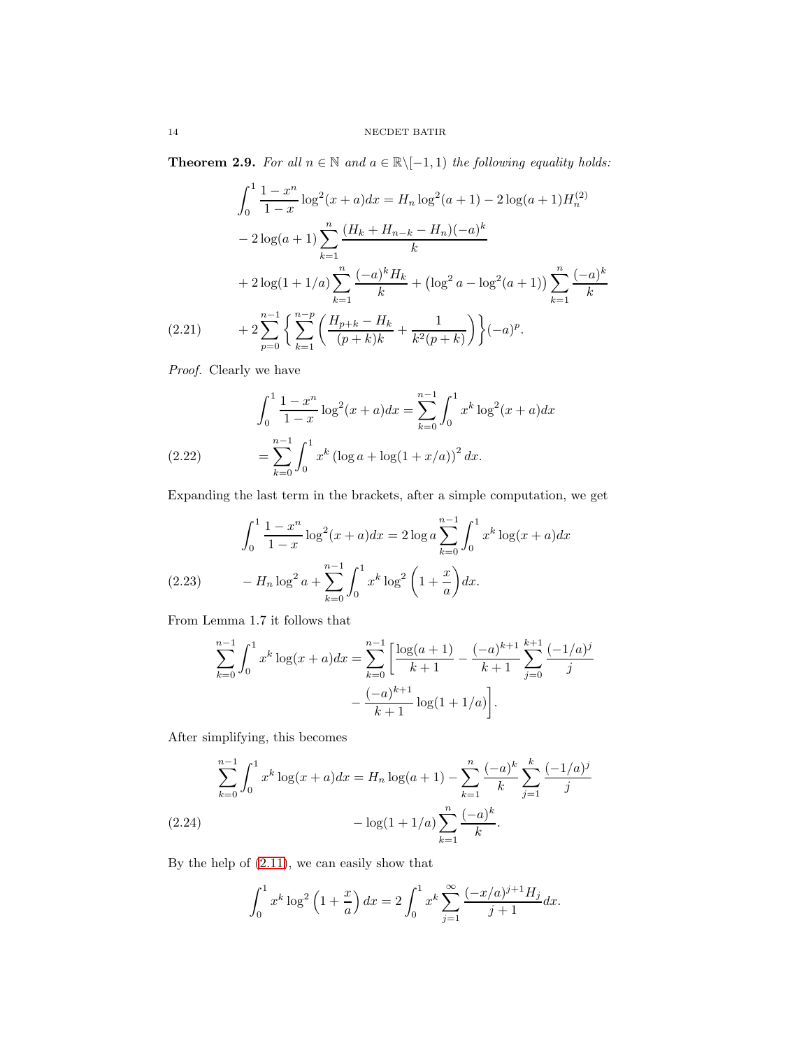**Theorem 2.9.** *For all $n \in \mathbb{N}$ and $a \in \mathbb{R}\backslash[-1,1)$ the following equality holds:*

$$
\begin{aligned}
\int_0^1 \frac{1-x^n}{1-x}\log^2(x+a)dx &= H_n\log^2(a+1) - 2\log(a+1)H_n^{(2)} \\
&- 2\log(a+1)\sum_{k=1}^{n}\frac{(H_k+H_{n-k}-H_n)(-a)^k}{k} \\
&+ 2\log(1+1/a)\sum_{k=1}^{n}\frac{(-a)^k H_k}{k} + \left(\log^2 a - \log^2(a+1)\right)\sum_{k=1}^{n}\frac{(-a)^k}{k} \\
&+ 2\sum_{p=0}^{n-1}\left\{\sum_{k=1}^{n-p}\left(\frac{H_{p+k}-H_k}{(p+k)k}+\frac{1}{k^2(p+k)}\right)\right\}(-a)^p. \qquad (2.21)
\end{aligned}
$$

*Proof.* Clearly we have

$$
\begin{aligned}
\int_0^1 \frac{1-x^n}{1-x}\log^2(x+a)dx &= \sum_{k=0}^{n-1}\int_0^1 x^k\log^2(x+a)dx \\
&= \sum_{k=0}^{n-1}\int_0^1 x^k\left(\log a + \log(1+x/a)\right)^2 dx. \qquad (2.22)
\end{aligned}
$$

Expanding the last term in the brackets, after a simple computation, we get

$$
\begin{aligned}
\int_0^1 \frac{1-x^n}{1-x}\log^2(x+a)dx &= 2\log a\sum_{k=0}^{n-1}\int_0^1 x^k\log(x+a)dx \\
&- H_n\log^2 a + \sum_{k=0}^{n-1}\int_0^1 x^k\log^2\left(1+\frac{x}{a}\right)dx. \qquad (2.23)
\end{aligned}
$$

From Lemma 1.7 it follows that

$$
\begin{aligned}
\sum_{k=0}^{n-1}\int_0^1 x^k\log(x+a)dx = \sum_{k=0}^{n-1}\Bigg[\frac{\log(a+1)}{k+1} &- \frac{(-a)^{k+1}}{k+1}\sum_{j=0}^{k+1}\frac{(-1/a)^j}{j} \\
&- \frac{(-a)^{k+1}}{k+1}\log(1+1/a)\Bigg].
\end{aligned}
$$

After simplifying, this becomes

$$
\begin{aligned}
\sum_{k=0}^{n-1}\int_0^1 x^k\log(x+a)dx = H_n\log(a+1) &- \sum_{k=1}^{n}\frac{(-a)^k}{k}\sum_{j=1}^{k}\frac{(-1/a)^j}{j} \\
&- \log(1+1/a)\sum_{k=1}^{n}\frac{(-a)^k}{k}. \qquad (2.24)
\end{aligned}
$$

By the help of (2.11), we can easily show that

$$
\int_0^1 x^k\log^2\left(1+\frac{x}{a}\right)dx = 2\int_0^1 x^k\sum_{j=1}^{\infty}\frac{(-x/a)^{j+1}H_j}{j+1}dx.
$$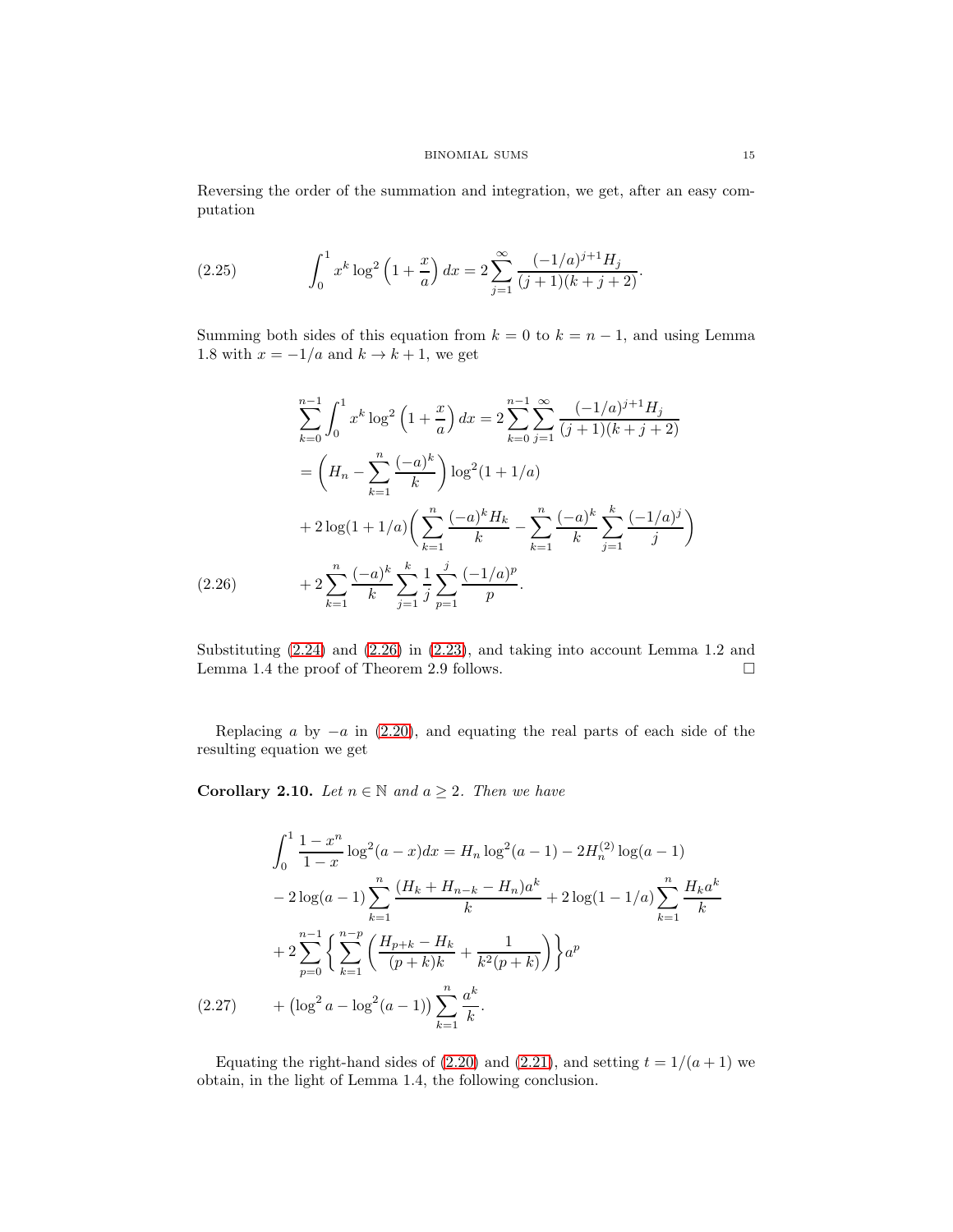Reversing the order of the summation and integration, we get, after an easy computation

$$\int_0^1 x^k \log^2\left(1+\frac{x}{a}\right)dx = 2\sum_{j=1}^{\infty}\frac{(-1/a)^{j+1}H_j}{(j+1)(k+j+2)}. \tag{2.25}$$

Summing both sides of this equation from $k=0$ to $k=n-1$, and using Lemma 1.8 with $x=-1/a$ and $k \to k+1$, we get

$$\begin{aligned}
&\sum_{k=0}^{n-1}\int_0^1 x^k \log^2\left(1+\frac{x}{a}\right)dx = 2\sum_{k=0}^{n-1}\sum_{j=1}^{\infty}\frac{(-1/a)^{j+1}H_j}{(j+1)(k+j+2)} \\
&= \left(H_n - \sum_{k=1}^{n}\frac{(-a)^k}{k}\right)\log^2(1+1/a) \\
&+ 2\log(1+1/a)\bigg(\sum_{k=1}^{n}\frac{(-a)^k H_k}{k} - \sum_{k=1}^{n}\frac{(-a)^k}{k}\sum_{j=1}^{k}\frac{(-1/a)^j}{j}\bigg) \\
&+ 2\sum_{k=1}^{n}\frac{(-a)^k}{k}\sum_{j=1}^{k}\frac{1}{j}\sum_{p=1}^{j}\frac{(-1/a)^p}{p}.
\end{aligned} \tag{2.26}$$

Substituting (2.24) and (2.26) in (2.23), and taking into account Lemma 1.2 and Lemma 1.4 the proof of Theorem 2.9 follows. □

Replacing $a$ by $-a$ in (2.20), and equating the real parts of each side of the resulting equation we get

**Corollary 2.10.** *Let $n \in \mathbb{N}$ and $a \geq 2$. Then we have*

$$\begin{aligned}
&\int_0^1 \frac{1-x^n}{1-x}\log^2(a-x)dx = H_n\log^2(a-1) - 2H_n^{(2)}\log(a-1) \\
&- 2\log(a-1)\sum_{k=1}^{n}\frac{(H_k+H_{n-k}-H_n)a^k}{k} + 2\log(1-1/a)\sum_{k=1}^{n}\frac{H_k a^k}{k} \\
&+ 2\sum_{p=0}^{n-1}\bigg\{\sum_{k=1}^{n-p}\left(\frac{H_{p+k}-H_k}{(p+k)k} + \frac{1}{k^2(p+k)}\right)\bigg\}a^p \\
&+ \left(\log^2 a - \log^2(a-1)\right)\sum_{k=1}^{n}\frac{a^k}{k}.
\end{aligned} \tag{2.27}$$

Equating the right-hand sides of (2.20) and (2.21), and setting $t = 1/(a+1)$ we obtain, in the light of Lemma 1.4, the following conclusion.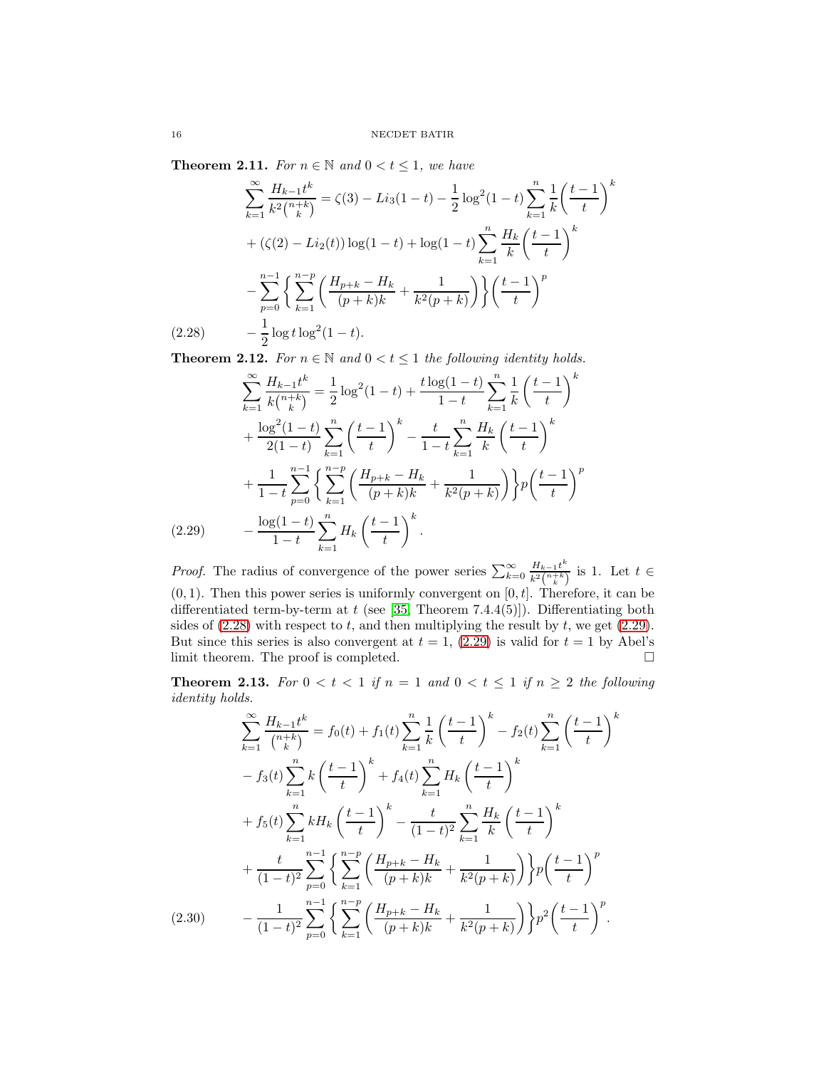**Theorem 2.11.** *For $n \in \mathbb{N}$ and $0 < t \leq 1$, we have*

$$
\begin{aligned}
\sum_{k=1}^{\infty} \frac{H_{k-1} t^k}{k^2 \binom{n+k}{k}} &= \zeta(3) - Li_3(1-t) - \frac{1}{2}\log^2(1-t) \sum_{k=1}^{n} \frac{1}{k}\left(\frac{t-1}{t}\right)^k \\
&+ (\zeta(2) - Li_2(t))\log(1-t) + \log(1-t)\sum_{k=1}^{n} \frac{H_k}{k}\left(\frac{t-1}{t}\right)^k \\
&- \sum_{p=0}^{n-1} \left\{ \sum_{k=1}^{n-p} \left( \frac{H_{p+k} - H_k}{(p+k)k} + \frac{1}{k^2(p+k)} \right) \right\} \left(\frac{t-1}{t}\right)^p \\
&- \frac{1}{2}\log t \log^2(1-t).
\end{aligned} \tag{2.28}
$$

**Theorem 2.12.** *For $n \in \mathbb{N}$ and $0 < t \leq 1$ the following identity holds.*

$$
\begin{aligned}
\sum_{k=1}^{\infty} \frac{H_{k-1} t^k}{k \binom{n+k}{k}} &= \frac{1}{2}\log^2(1-t) + \frac{t\log(1-t)}{1-t} \sum_{k=1}^{n} \frac{1}{k}\left(\frac{t-1}{t}\right)^k \\
&+ \frac{\log^2(1-t)}{2(1-t)} \sum_{k=1}^{n} \left(\frac{t-1}{t}\right)^k - \frac{t}{1-t}\sum_{k=1}^{n} \frac{H_k}{k}\left(\frac{t-1}{t}\right)^k \\
&+ \frac{1}{1-t}\sum_{p=0}^{n-1} \left\{ \sum_{k=1}^{n-p} \left( \frac{H_{p+k} - H_k}{(p+k)k} + \frac{1}{k^2(p+k)} \right) \right\} p \left(\frac{t-1}{t}\right)^p \\
&- \frac{\log(1-t)}{1-t}\sum_{k=1}^{n} H_k \left(\frac{t-1}{t}\right)^k.
\end{aligned} \tag{2.29}
$$

*Proof.* The radius of convergence of the power series $\sum_{k=0}^{\infty} \frac{H_{k-1}t^k}{k^2\binom{n+k}{k}}$ is 1. Let $t \in (0,1)$. Then this power series is uniformly convergent on $[0,t]$. Therefore, it can be differentiated term-by-term at $t$ (see [35, Theorem 7.4.4(5)]). Differentiating both sides of (2.28) with respect to $t$, and then multiplying the result by $t$, we get (2.29). But since this series is also convergent at $t = 1$, (2.29) is valid for $t = 1$ by Abel's limit theorem. The proof is completed. $\square$

**Theorem 2.13.** *For $0 < t < 1$ if $n = 1$ and $0 < t \leq 1$ if $n \geq 2$ the following identity holds.*

$$
\begin{aligned}
\sum_{k=1}^{\infty} \frac{H_{k-1} t^k}{\binom{n+k}{k}} &= f_0(t) + f_1(t)\sum_{k=1}^{n} \frac{1}{k}\left(\frac{t-1}{t}\right)^k - f_2(t)\sum_{k=1}^{n}\left(\frac{t-1}{t}\right)^k \\
&- f_3(t)\sum_{k=1}^{n} k\left(\frac{t-1}{t}\right)^k + f_4(t)\sum_{k=1}^{n} H_k\left(\frac{t-1}{t}\right)^k \\
&+ f_5(t)\sum_{k=1}^{n} kH_k\left(\frac{t-1}{t}\right)^k - \frac{t}{(1-t)^2}\sum_{k=1}^{n} \frac{H_k}{k}\left(\frac{t-1}{t}\right)^k \\
&+ \frac{t}{(1-t)^2}\sum_{p=0}^{n-1} \left\{ \sum_{k=1}^{n-p} \left( \frac{H_{p+k} - H_k}{(p+k)k} + \frac{1}{k^2(p+k)} \right) \right\} p \left(\frac{t-1}{t}\right)^p \\
&- \frac{1}{(1-t)^2}\sum_{p=0}^{n-1} \left\{ \sum_{k=1}^{n-p} \left( \frac{H_{p+k} - H_k}{(p+k)k} + \frac{1}{k^2(p+k)} \right) \right\} p^2 \left(\frac{t-1}{t}\right)^p.
\end{aligned} \tag{2.30}
$$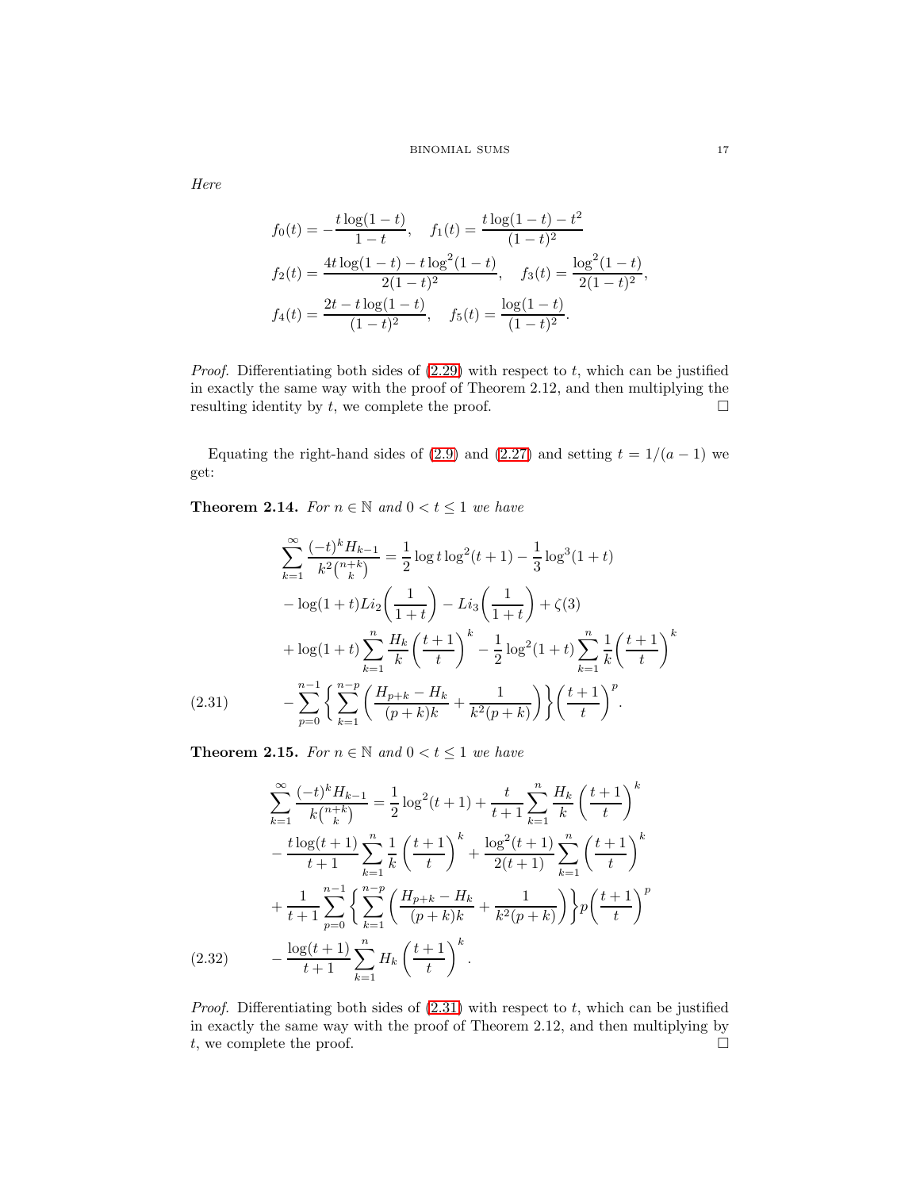*Here*

$$f_0(t) = -\frac{t\log(1-t)}{1-t}, \quad f_1(t) = \frac{t\log(1-t) - t^2}{(1-t)^2}$$

$$f_2(t) = \frac{4t\log(1-t) - t\log^2(1-t)}{2(1-t)^2}, \quad f_3(t) = \frac{\log^2(1-t)}{2(1-t)^2},$$

$$f_4(t) = \frac{2t - t\log(1-t)}{(1-t)^2}, \quad f_5(t) = \frac{\log(1-t)}{(1-t)^2}.$$

*Proof.* Differentiating both sides of (2.29) with respect to $t$, which can be justified in exactly the same way with the proof of Theorem 2.12, and then multiplying the resulting identity by $t$, we complete the proof. $\square$

Equating the right-hand sides of (2.9) and (2.27) and setting $t = 1/(a-1)$ we get:

**Theorem 2.14.** *For $n \in \mathbb{N}$ and $0 < t \leq 1$ we have*

$$\begin{aligned}
\sum_{k=1}^{\infty} \frac{(-t)^k H_{k-1}}{k^2\binom{n+k}{k}} &= \frac{1}{2}\log t \log^2(t+1) - \frac{1}{3}\log^3(1+t) \\
&- \log(1+t) Li_2\left(\frac{1}{1+t}\right) - Li_3\left(\frac{1}{1+t}\right) + \zeta(3) \\
&+ \log(1+t)\sum_{k=1}^{n} \frac{H_k}{k}\left(\frac{t+1}{t}\right)^k - \frac{1}{2}\log^2(1+t)\sum_{k=1}^{n}\frac{1}{k}\left(\frac{t+1}{t}\right)^k \\
&- \sum_{p=0}^{n-1}\left\{\sum_{k=1}^{n-p}\left(\frac{H_{p+k}-H_k}{(p+k)k} + \frac{1}{k^2(p+k)}\right)\right\}\left(\frac{t+1}{t}\right)^p.
\end{aligned} \tag{2.31}$$

**Theorem 2.15.** *For $n \in \mathbb{N}$ and $0 < t \leq 1$ we have*

$$\begin{aligned}
\sum_{k=1}^{\infty} \frac{(-t)^k H_{k-1}}{k\binom{n+k}{k}} &= \frac{1}{2}\log^2(t+1) + \frac{t}{t+1}\sum_{k=1}^{n}\frac{H_k}{k}\left(\frac{t+1}{t}\right)^k \\
&- \frac{t\log(t+1)}{t+1}\sum_{k=1}^{n}\frac{1}{k}\left(\frac{t+1}{t}\right)^k + \frac{\log^2(t+1)}{2(t+1)}\sum_{k=1}^{n}\left(\frac{t+1}{t}\right)^k \\
&+ \frac{1}{t+1}\sum_{p=0}^{n-1}\left\{\sum_{k=1}^{n-p}\left(\frac{H_{p+k}-H_k}{(p+k)k} + \frac{1}{k^2(p+k)}\right)\right\}p\left(\frac{t+1}{t}\right)^p \\
&- \frac{\log(t+1)}{t+1}\sum_{k=1}^{n} H_k\left(\frac{t+1}{t}\right)^k.
\end{aligned} \tag{2.32}$$

*Proof.* Differentiating both sides of (2.31) with respect to $t$, which can be justified in exactly the same way with the proof of Theorem 2.12, and then multiplying by $t$, we complete the proof. $\square$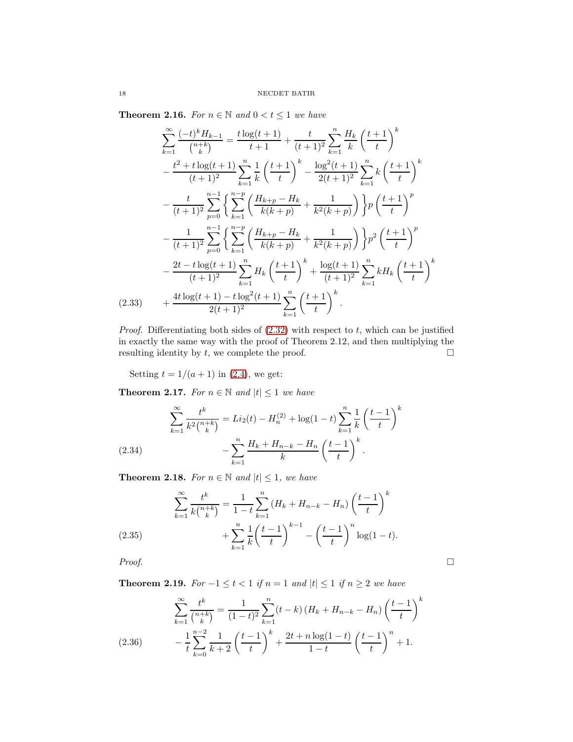**Theorem 2.16.** *For $n \in \mathbb{N}$ and $0 < t \leq 1$ we have*

$$
\begin{aligned}
\sum_{k=1}^{\infty} \frac{(-t)^k H_{k-1}}{\binom{n+k}{k}} &= \frac{t \log(t+1)}{t+1} + \frac{t}{(t+1)^2} \sum_{k=1}^{n} \frac{H_k}{k} \left(\frac{t+1}{t}\right)^k \\
&- \frac{t^2 + t\log(t+1)}{(t+1)^2} \sum_{k=1}^{n} \frac{1}{k} \left(\frac{t+1}{t}\right)^k - \frac{\log^2(t+1)}{2(t+1)^2} \sum_{k=1}^{n} k \left(\frac{t+1}{t}\right)^k \\
&- \frac{t}{(t+1)^2} \sum_{p=0}^{n-1} \left\{ \sum_{k=1}^{n-p} \left( \frac{H_{k+p} - H_k}{k(k+p)} + \frac{1}{k^2(k+p)} \right) \right\} p \left(\frac{t+1}{t}\right)^p \\
&- \frac{1}{(t+1)^2} \sum_{p=0}^{n-1} \left\{ \sum_{k=1}^{n-p} \left( \frac{H_{k+p} - H_k}{k(k+p)} + \frac{1}{k^2(k+p)} \right) \right\} p^2 \left(\frac{t+1}{t}\right)^p \\
&- \frac{2t - t\log(t+1)}{(t+1)^2} \sum_{k=1}^{n} H_k \left(\frac{t+1}{t}\right)^k + \frac{\log(t+1)}{(t+1)^2} \sum_{k=1}^{n} kH_k \left(\frac{t+1}{t}\right)^k \\
&+ \frac{4t\log(t+1) - t\log^2(t+1)}{2(t+1)^2} \sum_{k=1}^{n} \left(\frac{t+1}{t}\right)^k. \qquad (2.33)
\end{aligned}
$$

*Proof.* Differentiating both sides of (2.32) with respect to $t$, which can be justified in exactly the same way with the proof of Theorem 2.12, and then multiplying the resulting identity by $t$, we complete the proof. $\square$

Setting $t = 1/(a+1)$ in (2.4), we get:

**Theorem 2.17.** *For $n \in \mathbb{N}$ and $|t| \leq 1$ we have*

$$
\begin{aligned}
\sum_{k=1}^{\infty} \frac{t^k}{k^2 \binom{n+k}{k}} &= Li_2(t) - H_n^{(2)} + \log(1-t) \sum_{k=1}^{n} \frac{1}{k} \left(\frac{t-1}{t}\right)^k \\
&- \sum_{k=1}^{n} \frac{H_k + H_{n-k} - H_n}{k} \left(\frac{t-1}{t}\right)^k. \qquad (2.34)
\end{aligned}
$$

**Theorem 2.18.** *For $n \in \mathbb{N}$ and $|t| \leq 1$, we have*

$$
\begin{aligned}
\sum_{k=1}^{\infty} \frac{t^k}{k\binom{n+k}{k}} &= \frac{1}{1-t} \sum_{k=1}^{n} (H_k + H_{n-k} - H_n) \left(\frac{t-1}{t}\right)^k \\
&+ \sum_{k=1}^{n} \frac{1}{k} \left(\frac{t-1}{t}\right)^{k-1} - \left(\frac{t-1}{t}\right)^n \log(1-t). \qquad (2.35)
\end{aligned}
$$

*Proof.* $\square$

**Theorem 2.19.** *For $-1 \leq t < 1$ if $n = 1$ and $|t| \leq 1$ if $n \geq 2$ we have*

$$
\begin{aligned}
\sum_{k=1}^{\infty} \frac{t^k}{\binom{n+k}{k}} &= \frac{1}{(1-t)^2} \sum_{k=1}^{n} (t-k) (H_k + H_{n-k} - H_n) \left(\frac{t-1}{t}\right)^k \\
&- \frac{1}{t} \sum_{k=0}^{n-2} \frac{1}{k+2} \left(\frac{t-1}{t}\right)^k + \frac{2t + n\log(1-t)}{1-t} \left(\frac{t-1}{t}\right)^n + 1. \qquad (2.36)
\end{aligned}
$$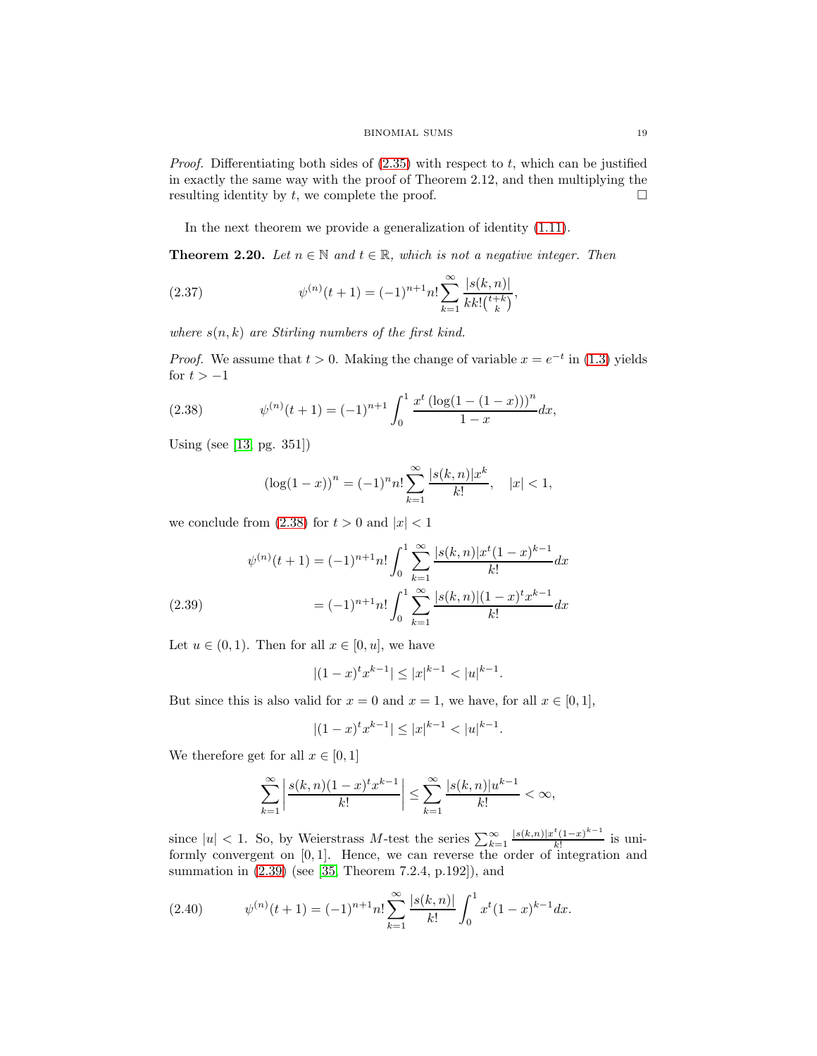*Proof.* Differentiating both sides of (2.35) with respect to $t$, which can be justified in exactly the same way with the proof of Theorem 2.12, and then multiplying the resulting identity by $t$, we complete the proof. $\square$

In the next theorem we provide a generalization of identity (1.11).

**Theorem 2.20.** *Let $n \in \mathbb{N}$ and $t \in \mathbb{R}$, which is not a negative integer. Then*

$$\psi^{(n)}(t+1) = (-1)^{n+1} n! \sum_{k=1}^{\infty} \frac{|s(k,n)|}{k k! \binom{t+k}{k}}, \tag{2.37}$$

*where $s(n,k)$ are Stirling numbers of the first kind.*

*Proof.* We assume that $t > 0$. Making the change of variable $x = e^{-t}$ in (1.3) yields for $t > -1$

$$\psi^{(n)}(t+1) = (-1)^{n+1} \int_0^1 \frac{x^t \left(\log(1-(1-x))\right)^n}{1-x} dx, \tag{2.38}$$

Using (see [13, pg. 351])

$$\left(\log(1-x)\right)^n = (-1)^n n! \sum_{k=1}^{\infty} \frac{|s(k,n)| x^k}{k!}, \quad |x| < 1,$$

we conclude from (2.38) for $t > 0$ and $|x| < 1$

$$\begin{aligned} \psi^{(n)}(t+1) &= (-1)^{n+1} n! \int_0^1 \sum_{k=1}^{\infty} \frac{|s(k,n)| x^t (1-x)^{k-1}}{k!} dx \\ &= (-1)^{n+1} n! \int_0^1 \sum_{k=1}^{\infty} \frac{|s(k,n)| (1-x)^t x^{k-1}}{k!} dx \end{aligned} \tag{2.39}$$

Let $u \in (0,1)$. Then for all $x \in [0,u]$, we have

$$|(1-x)^t x^{k-1}| \leq |x|^{k-1} < |u|^{k-1}.$$

But since this is also valid for $x = 0$ and $x = 1$, we have, for all $x \in [0,1]$,

$$|(1-x)^t x^{k-1}| \leq |x|^{k-1} < |u|^{k-1}.$$

We therefore get for all $x \in [0,1]$

$$\sum_{k=1}^{\infty} \left| \frac{s(k,n)(1-x)^t x^{k-1}}{k!} \right| \leq \sum_{k=1}^{\infty} \frac{|s(k,n)| u^{k-1}}{k!} < \infty,$$

since $|u| < 1$. So, by Weierstrass $M$-test the series $\sum_{k=1}^{\infty} \frac{|s(k,n)| x^t (1-x)^{k-1}}{k!}$ is uniformly convergent on $[0,1]$. Hence, we can reverse the order of integration and summation in (2.39) (see [35, Theorem 7.2.4, p.192]), and

$$\psi^{(n)}(t+1) = (-1)^{n+1} n! \sum_{k=1}^{\infty} \frac{|s(k,n)|}{k!} \int_0^1 x^t (1-x)^{k-1} dx. \tag{2.40}$$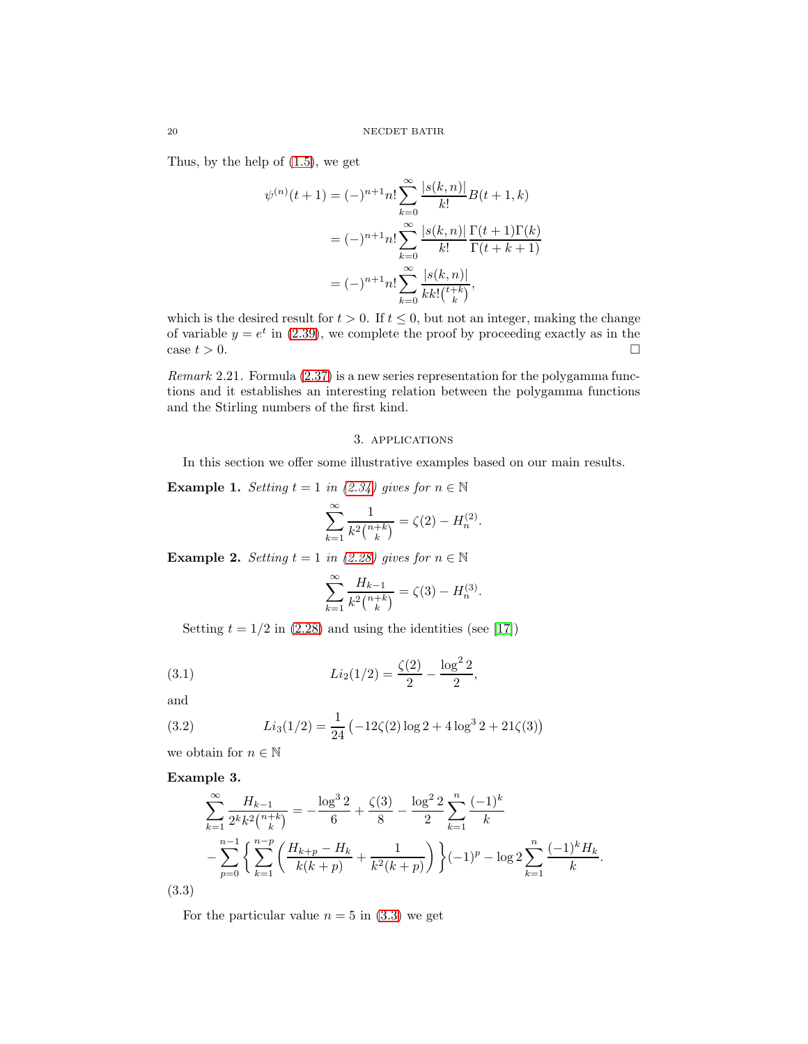Thus, by the help of (1.5), we get

$$\psi^{(n)}(t+1) = (-)^{n+1} n! \sum_{k=0}^{\infty} \frac{|s(k,n)|}{k!} B(t+1,k)$$

$$= (-)^{n+1} n! \sum_{k=0}^{\infty} \frac{|s(k,n)|}{k!} \frac{\Gamma(t+1)\Gamma(k)}{\Gamma(t+k+1)}$$

$$= (-)^{n+1} n! \sum_{k=0}^{\infty} \frac{|s(k,n)|}{k k! \binom{t+k}{k}},$$

which is the desired result for $t > 0$. If $t \leq 0$, but not an integer, making the change of variable $y = e^t$ in (2.39), we complete the proof by proceeding exactly as in the case $t > 0$. ☐

*Remark* 2.21. Formula (2.37) is a new series representation for the polygamma functions and it establishes an interesting relation between the polygamma functions and the Stirling numbers of the first kind.

## 3. Applications

In this section we offer some illustrative examples based on our main results.

**Example 1.** *Setting $t = 1$ in (2.34) gives for $n \in \mathbb{N}$*

$$\sum_{k=1}^{\infty} \frac{1}{k^2 \binom{n+k}{k}} = \zeta(2) - H_n^{(2)}.$$

**Example 2.** *Setting $t = 1$ in (2.28) gives for $n \in \mathbb{N}$*

$$\sum_{k=1}^{\infty} \frac{H_{k-1}}{k^2 \binom{n+k}{k}} = \zeta(3) - H_n^{(3)}.$$

Setting $t = 1/2$ in (2.28) and using the identities (see [17])

$$Li_2(1/2) = \frac{\zeta(2)}{2} - \frac{\log^2 2}{2}, \tag{3.1}$$

and

$$Li_3(1/2) = \frac{1}{24}\left(-12\zeta(2)\log 2 + 4\log^3 2 + 21\zeta(3)\right) \tag{3.2}$$

we obtain for $n \in \mathbb{N}$

**Example 3.**

$$\sum_{k=1}^{\infty} \frac{H_{k-1}}{2^k k^2 \binom{n+k}{k}} = -\frac{\log^3 2}{6} + \frac{\zeta(3)}{8} - \frac{\log^2 2}{2} \sum_{k=1}^{n} \frac{(-1)^k}{k}$$
$$- \sum_{p=0}^{n-1} \left\{ \sum_{k=1}^{n-p} \left( \frac{H_{k+p} - H_k}{k(k+p)} + \frac{1}{k^2(k+p)} \right) \right\} (-1)^p - \log 2 \sum_{k=1}^{n} \frac{(-1)^k H_k}{k}. \tag{3.3}$$

For the particular value $n = 5$ in (3.3) we get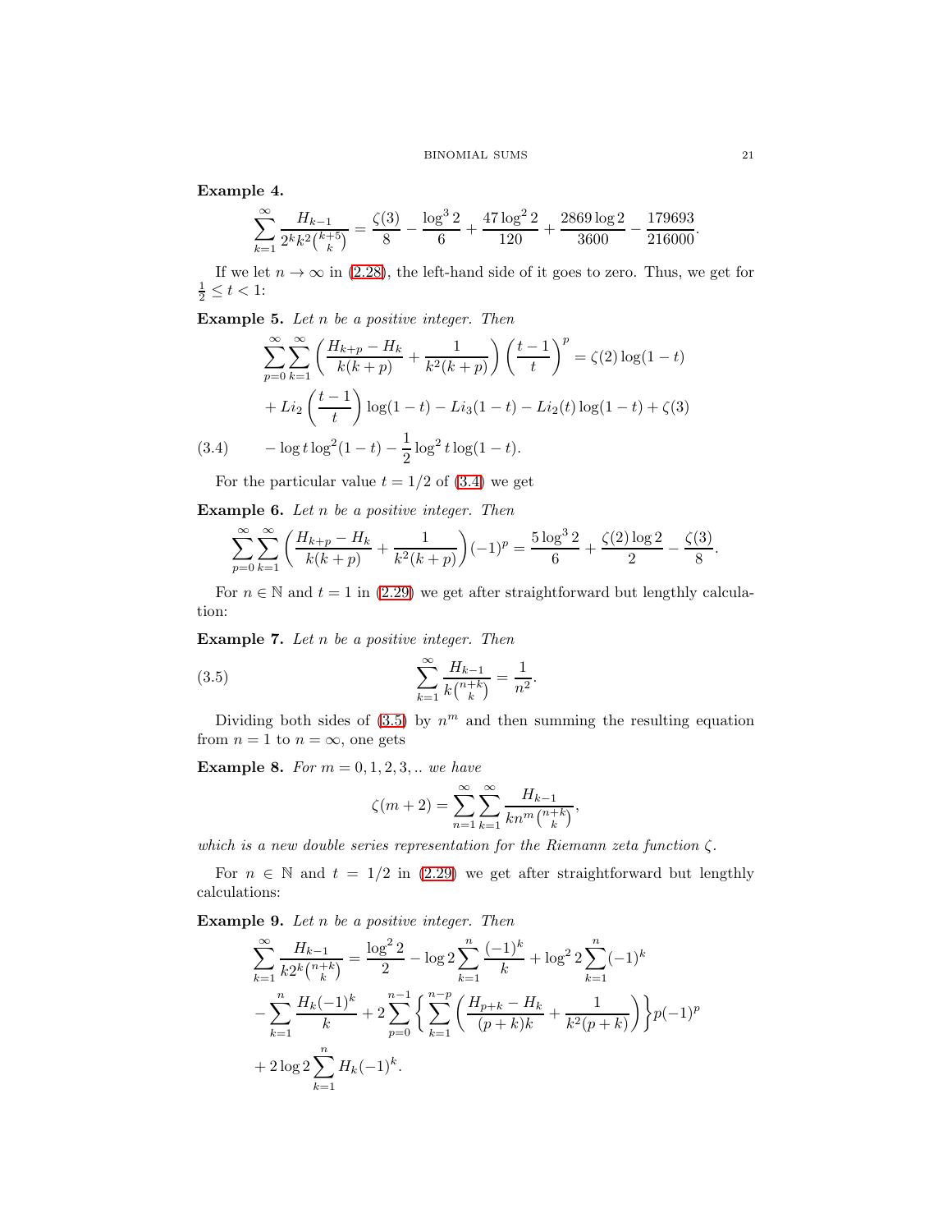**Example 4.**

$$\sum_{k=1}^{\infty} \frac{H_{k-1}}{2^k k^2 \binom{k+5}{k}} = \frac{\zeta(3)}{8} - \frac{\log^3 2}{6} + \frac{47 \log^2 2}{120} + \frac{2869 \log 2}{3600} - \frac{179693}{216000}.$$

If we let $n \to \infty$ in (2.28), the left-hand side of it goes to zero. Thus, we get for $\frac{1}{2} \leq t < 1$:

**Example 5.** *Let $n$ be a positive integer. Then*

$$\begin{aligned}
&\sum_{p=0}^{\infty} \sum_{k=1}^{\infty} \left( \frac{H_{k+p} - H_k}{k(k+p)} + \frac{1}{k^2(k+p)} \right) \left( \frac{t-1}{t} \right)^p = \zeta(2) \log(1-t) \\
&+ Li_2\left(\frac{t-1}{t}\right) \log(1-t) - Li_3(1-t) - Li_2(t) \log(1-t) + \zeta(3) \\
&- \log t \log^2(1-t) - \frac{1}{2} \log^2 t \log(1-t). \qquad (3.4)
\end{aligned}$$

For the particular value $t = 1/2$ of (3.4) we get

**Example 6.** *Let $n$ be a positive integer. Then*

$$\sum_{p=0}^{\infty} \sum_{k=1}^{\infty} \left( \frac{H_{k+p} - H_k}{k(k+p)} + \frac{1}{k^2(k+p)} \right) (-1)^p = \frac{5 \log^3 2}{6} + \frac{\zeta(2) \log 2}{2} - \frac{\zeta(3)}{8}.$$

For $n \in \mathbb{N}$ and $t = 1$ in (2.29) we get after straightforward but lengthly calculation:

**Example 7.** *Let $n$ be a positive integer. Then*

$$\sum_{k=1}^{\infty} \frac{H_{k-1}}{k \binom{n+k}{k}} = \frac{1}{n^2}. \qquad (3.5)$$

Dividing both sides of (3.5) by $n^m$ and then summing the resulting equation from $n = 1$ to $n = \infty$, one gets

**Example 8.** *For $m = 0, 1, 2, 3, ..$ we have*

$$\zeta(m+2) = \sum_{n=1}^{\infty} \sum_{k=1}^{\infty} \frac{H_{k-1}}{k n^m \binom{n+k}{k}},$$

*which is a new double series representation for the Riemann zeta function $\zeta$.*

For $n \in \mathbb{N}$ and $t = 1/2$ in (2.29) we get after straightforward but lengthly calculations:

**Example 9.** *Let $n$ be a positive integer. Then*

$$\begin{aligned}
\sum_{k=1}^{\infty} \frac{H_{k-1}}{k 2^k \binom{n+k}{k}} &= \frac{\log^2 2}{2} - \log 2 \sum_{k=1}^{n} \frac{(-1)^k}{k} + \log^2 2 \sum_{k=1}^{n} (-1)^k \\
&- \sum_{k=1}^{n} \frac{H_k (-1)^k}{k} + 2 \sum_{p=0}^{n-1} \left\{ \sum_{k=1}^{n-p} \left( \frac{H_{p+k} - H_k}{(p+k)k} + \frac{1}{k^2(p+k)} \right) \right\} p(-1)^p \\
&+ 2 \log 2 \sum_{k=1}^{n} H_k (-1)^k.
\end{aligned}$$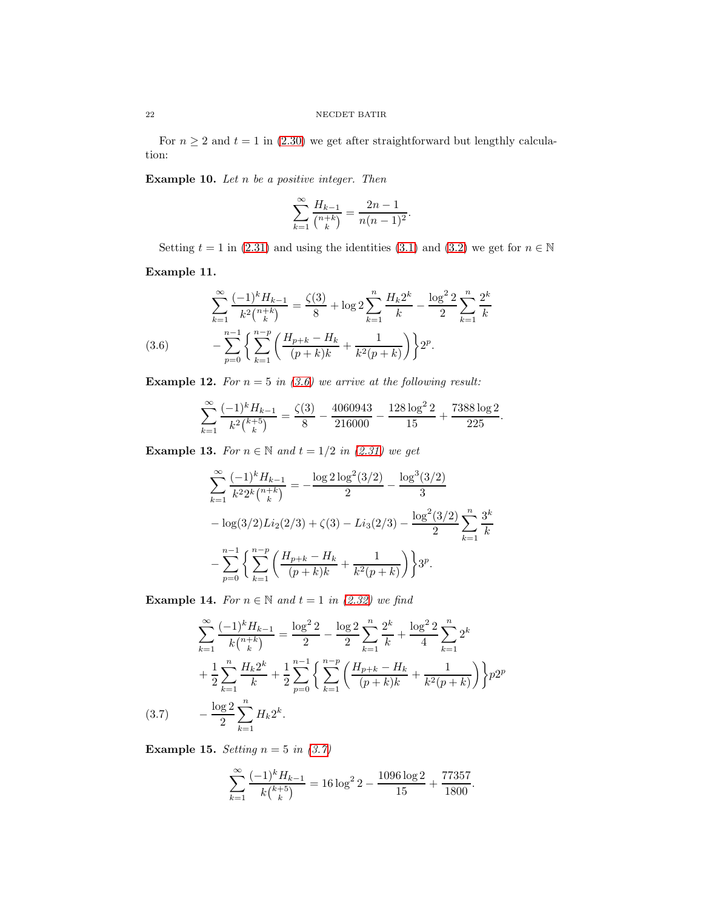For $n \geq 2$ and $t = 1$ in (2.30) we get after straightforward but lengthly calculation:

**Example 10.** *Let $n$ be a positive integer. Then*

$$\sum_{k=1}^{\infty} \frac{H_{k-1}}{\binom{n+k}{k}} = \frac{2n-1}{n(n-1)^2}.$$

Setting $t = 1$ in (2.31) and using the identities (3.1) and (3.2) we get for $n \in \mathbb{N}$

**Example 11.**

$$\sum_{k=1}^{\infty} \frac{(-1)^k H_{k-1}}{k^2\binom{n+k}{k}} = \frac{\zeta(3)}{8} + \log 2 \sum_{k=1}^{n} \frac{H_k 2^k}{k} - \frac{\log^2 2}{2} \sum_{k=1}^{n} \frac{2^k}{k}$$
$$- \sum_{p=0}^{n-1} \left\{ \sum_{k=1}^{n-p} \left( \frac{H_{p+k} - H_k}{(p+k)k} + \frac{1}{k^2(p+k)} \right) \right\} 2^p. \tag{3.6}$$

**Example 12.** *For $n = 5$ in (3.6) we arrive at the following result:*

$$\sum_{k=1}^{\infty} \frac{(-1)^k H_{k-1}}{k^2\binom{k+5}{k}} = \frac{\zeta(3)}{8} - \frac{4060943}{216000} - \frac{128 \log^2 2}{15} + \frac{7388 \log 2}{225}.$$

**Example 13.** *For $n \in \mathbb{N}$ and $t = 1/2$ in (2.31) we get*

$$\sum_{k=1}^{\infty} \frac{(-1)^k H_{k-1}}{k^2 2^k \binom{n+k}{k}} = -\frac{\log 2 \log^2(3/2)}{2} - \frac{\log^3(3/2)}{3}$$
$$- \log(3/2) Li_2(2/3) + \zeta(3) - Li_3(2/3) - \frac{\log^2(3/2)}{2} \sum_{k=1}^{n} \frac{3^k}{k}$$
$$- \sum_{p=0}^{n-1} \left\{ \sum_{k=1}^{n-p} \left( \frac{H_{p+k} - H_k}{(p+k)k} + \frac{1}{k^2(p+k)} \right) \right\} 3^p.$$

**Example 14.** *For $n \in \mathbb{N}$ and $t = 1$ in (2.32) we find*

$$\sum_{k=1}^{\infty} \frac{(-1)^k H_{k-1}}{k\binom{n+k}{k}} = \frac{\log^2 2}{2} - \frac{\log 2}{2} \sum_{k=1}^{n} \frac{2^k}{k} + \frac{\log^2 2}{4} \sum_{k=1}^{n} 2^k$$
$$+ \frac{1}{2} \sum_{k=1}^{n} \frac{H_k 2^k}{k} + \frac{1}{2} \sum_{p=0}^{n-1} \left\{ \sum_{k=1}^{n-p} \left( \frac{H_{p+k} - H_k}{(p+k)k} + \frac{1}{k^2(p+k)} \right) \right\} p 2^p$$
$$- \frac{\log 2}{2} \sum_{k=1}^{n} H_k 2^k. \tag{3.7}$$

**Example 15.** *Setting $n = 5$ in (3.7)*

$$\sum_{k=1}^{\infty} \frac{(-1)^k H_{k-1}}{k\binom{k+5}{k}} = 16 \log^2 2 - \frac{1096 \log 2}{15} + \frac{77357}{1800}.$$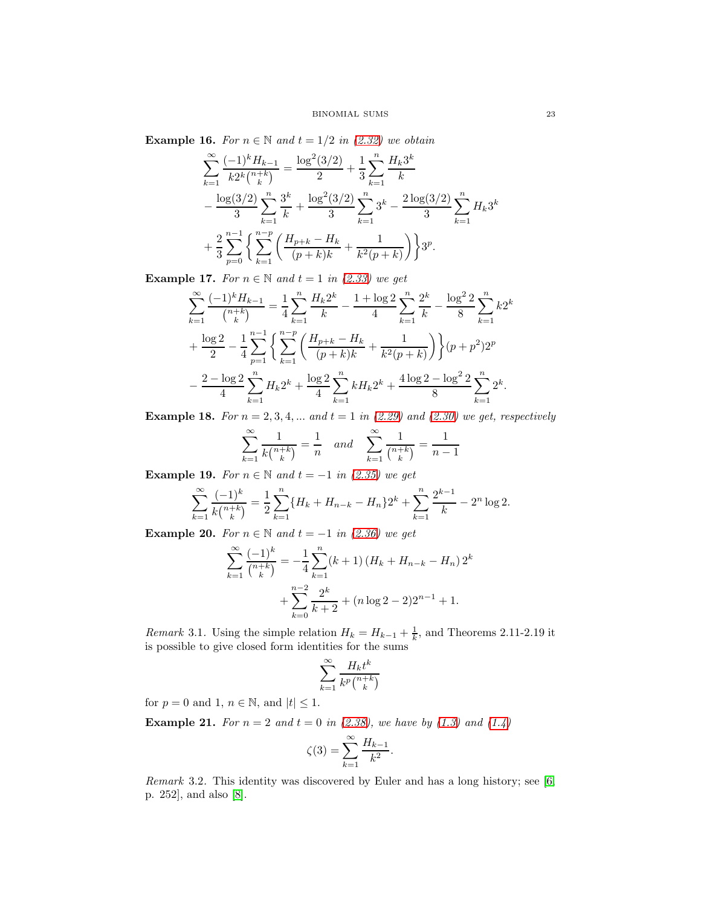**Example 16.** *For $n \in \mathbb{N}$ and $t = 1/2$ in (2.32) we obtain*

$$\sum_{k=1}^{\infty} \frac{(-1)^k H_{k-1}}{k 2^k \binom{n+k}{k}} = \frac{\log^2(3/2)}{2} + \frac{1}{3} \sum_{k=1}^{n} \frac{H_k 3^k}{k}$$
$$- \frac{\log(3/2)}{3} \sum_{k=1}^{n} \frac{3^k}{k} + \frac{\log^2(3/2)}{3} \sum_{k=1}^{n} 3^k - \frac{2\log(3/2)}{3} \sum_{k=1}^{n} H_k 3^k$$
$$+ \frac{2}{3} \sum_{p=0}^{n-1} \left\{ \sum_{k=1}^{n-p} \left( \frac{H_{p+k} - H_k}{(p+k)k} + \frac{1}{k^2(p+k)} \right) \right\} 3^p.$$

**Example 17.** *For $n \in \mathbb{N}$ and $t = 1$ in (2.33) we get*

$$\sum_{k=1}^{\infty} \frac{(-1)^k H_{k-1}}{\binom{n+k}{k}} = \frac{1}{4} \sum_{k=1}^{n} \frac{H_k 2^k}{k} - \frac{1+\log 2}{4} \sum_{k=1}^{n} \frac{2^k}{k} - \frac{\log^2 2}{8} \sum_{k=1}^{n} k 2^k$$
$$+ \frac{\log 2}{2} - \frac{1}{4} \sum_{p=1}^{n-1} \left\{ \sum_{k=1}^{n-p} \left( \frac{H_{p+k} - H_k}{(p+k)k} + \frac{1}{k^2(p+k)} \right) \right\} (p+p^2) 2^p$$
$$- \frac{2 - \log 2}{4} \sum_{k=1}^{n} H_k 2^k + \frac{\log 2}{4} \sum_{k=1}^{n} k H_k 2^k + \frac{4\log 2 - \log^2 2}{8} \sum_{k=1}^{n} 2^k.$$

**Example 18.** *For $n = 2, 3, 4, \ldots$ and $t = 1$ in (2.29) and (2.30) we get, respectively*

$$\sum_{k=1}^{\infty} \frac{1}{k \binom{n+k}{k}} = \frac{1}{n} \quad \text{and} \quad \sum_{k=1}^{\infty} \frac{1}{\binom{n+k}{k}} = \frac{1}{n-1}$$

**Example 19.** *For $n \in \mathbb{N}$ and $t = -1$ in (2.35) we get*

$$\sum_{k=1}^{\infty} \frac{(-1)^k}{k \binom{n+k}{k}} = \frac{1}{2} \sum_{k=1}^{n} \{H_k + H_{n-k} - H_n\} 2^k + \sum_{k=1}^{n} \frac{2^{k-1}}{k} - 2^n \log 2.$$

**Example 20.** *For $n \in \mathbb{N}$ and $t = -1$ in (2.36) we get*

$$\sum_{k=1}^{\infty} \frac{(-1)^k}{\binom{n+k}{k}} = -\frac{1}{4} \sum_{k=1}^{n} (k+1) \left( H_k + H_{n-k} - H_n \right) 2^k$$
$$+ \sum_{k=0}^{n-2} \frac{2^k}{k+2} + (n \log 2 - 2) 2^{n-1} + 1.$$

*Remark* 3.1. Using the simple relation $H_k = H_{k-1} + \frac{1}{k}$, and Theorems 2.11-2.19 it is possible to give closed form identities for the sums

$$\sum_{k=1}^{\infty} \frac{H_k t^k}{k^p \binom{n+k}{k}}$$

for $p = 0$ and $1$, $n \in \mathbb{N}$, and $|t| \leq 1$.

**Example 21.** *For $n = 2$ and $t = 0$ in (2.38), we have by (1.3) and (1.4)*

$$\zeta(3) = \sum_{k=1}^{\infty} \frac{H_{k-1}}{k^2}.$$

*Remark* 3.2. This identity was discovered by Euler and has a long history; see [6, p. 252], and also [8].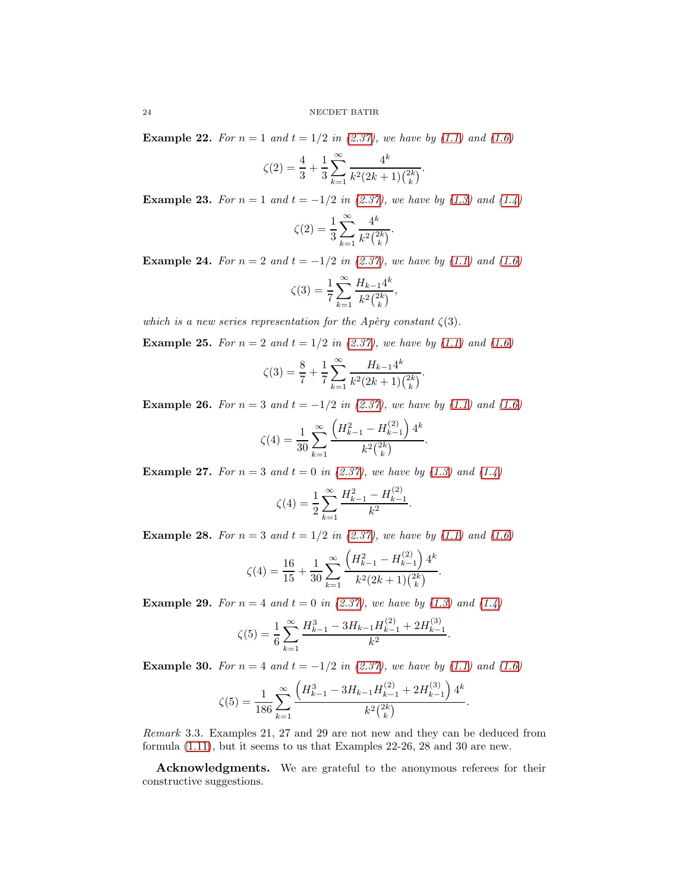**Example 22.** *For $n = 1$ and $t = 1/2$ in (2.37), we have by (1.1) and (1.6)*

$$\zeta(2) = \frac{4}{3} + \frac{1}{3}\sum_{k=1}^{\infty} \frac{4^k}{k^2(2k+1)\binom{2k}{k}}.$$

**Example 23.** *For $n = 1$ and $t = -1/2$ in (2.37), we have by (1.3) and (1.4)*

$$\zeta(2) = \frac{1}{3}\sum_{k=1}^{\infty} \frac{4^k}{k^2\binom{2k}{k}}.$$

**Example 24.** *For $n = 2$ and $t = -1/2$ in (2.37), we have by (1.1) and (1.6)*

$$\zeta(3) = \frac{1}{7}\sum_{k=1}^{\infty} \frac{H_{k-1}4^k}{k^2\binom{2k}{k}},$$

*which is a new series representation for the Apèry constant $\zeta(3)$.*

**Example 25.** *For $n = 2$ and $t = 1/2$ in (2.37), we have by (1.1) and (1.6)*

$$\zeta(3) = \frac{8}{7} + \frac{1}{7}\sum_{k=1}^{\infty} \frac{H_{k-1}4^k}{k^2(2k+1)\binom{2k}{k}}.$$

**Example 26.** *For $n = 3$ and $t = -1/2$ in (2.37), we have by (1.1) and (1.6)*

$$\zeta(4) = \frac{1}{30}\sum_{k=1}^{\infty} \frac{\left(H_{k-1}^2 - H_{k-1}^{(2)}\right)4^k}{k^2\binom{2k}{k}}.$$

**Example 27.** *For $n = 3$ and $t = 0$ in (2.37), we have by (1.3) and (1.4)*

$$\zeta(4) = \frac{1}{2}\sum_{k=1}^{\infty} \frac{H_{k-1}^2 - H_{k-1}^{(2)}}{k^2}.$$

**Example 28.** *For $n = 3$ and $t = 1/2$ in (2.37), we have by (1.1) and (1.6)*

$$\zeta(4) = \frac{16}{15} + \frac{1}{30}\sum_{k=1}^{\infty} \frac{\left(H_{k-1}^2 - H_{k-1}^{(2)}\right)4^k}{k^2(2k+1)\binom{2k}{k}}.$$

**Example 29.** *For $n = 4$ and $t = 0$ in (2.37), we have by (1.3) and (1.4)*

$$\zeta(5) = \frac{1}{6}\sum_{k=1}^{\infty} \frac{H_{k-1}^3 - 3H_{k-1}H_{k-1}^{(2)} + 2H_{k-1}^{(3)}}{k^2}.$$

**Example 30.** *For $n = 4$ and $t = -1/2$ in (2.37), we have by (1.1) and (1.6)*

$$\zeta(5) = \frac{1}{186}\sum_{k=1}^{\infty} \frac{\left(H_{k-1}^3 - 3H_{k-1}H_{k-1}^{(2)} + 2H_{k-1}^{(3)}\right)4^k}{k^2\binom{2k}{k}}.$$

*Remark* 3.3. Examples 21, 27 and 29 are not new and they can be deduced from formula (1.11), but it seems to us that Examples 22-26, 28 and 30 are new.

**Acknowledgments.** We are grateful to the anonymous referees for their constructive suggestions.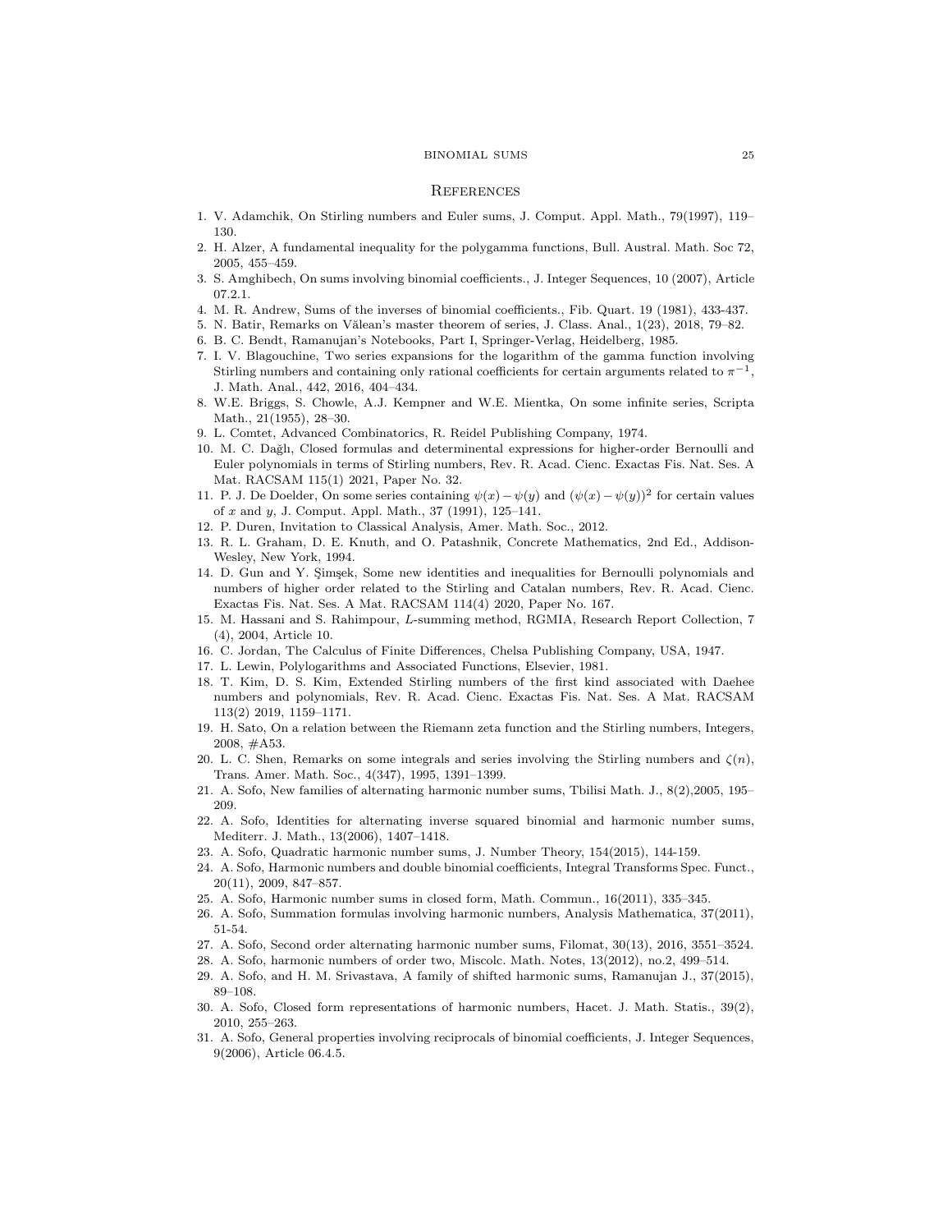## References

1. V. Adamchik, On Stirling numbers and Euler sums, J. Comput. Appl. Math., 79(1997), 119–130.
2. H. Alzer, A fundamental inequality for the polygamma functions, Bull. Austral. Math. Soc 72, 2005, 455–459.
3. S. Amghibech, On sums involving binomial coefficients., J. Integer Sequences, 10 (2007), Article 07.2.1.
4. M. R. Andrew, Sums of the inverses of binomial coefficients., Fib. Quart. 19 (1981), 433-437.
5. N. Batir, Remarks on Vălean's master theorem of series, J. Class. Anal., 1(23), 2018, 79–82.
6. B. C. Bendt, Ramanujan's Notebooks, Part I, Springer-Verlag, Heidelberg, 1985.
7. I. V. Blagouchine, Two series expansions for the logarithm of the gamma function involving Stirling numbers and containing only rational coefficients for certain arguments related to $\pi^{-1}$, J. Math. Anal., 442, 2016, 404–434.
8. W.E. Briggs, S. Chowle, A.J. Kempner and W.E. Mientka, On some infinite series, Scripta Math., 21(1955), 28–30.
9. L. Comtet, Advanced Combinatorics, R. Reidel Publishing Company, 1974.
10. M. C. Dağlı, Closed formulas and determinental expressions for higher-order Bernoulli and Euler polynomials in terms of Stirling numbers, Rev. R. Acad. Cienc. Exactas Fis. Nat. Ses. A Mat. RACSAM 115(1) 2021, Paper No. 32.
11. P. J. De Doelder, On some series containing $\psi(x) - \psi(y)$ and $(\psi(x) - \psi(y))^2$ for certain values of $x$ and $y$, J. Comput. Appl. Math., 37 (1991), 125–141.
12. P. Duren, Invitation to Classical Analysis, Amer. Math. Soc., 2012.
13. R. L. Graham, D. E. Knuth, and O. Patashnik, Concrete Mathematics, 2nd Ed., Addison-Wesley, New York, 1994.
14. D. Gun and Y. Şimşek, Some new identities and inequalities for Bernoulli polynomials and numbers of higher order related to the Stirling and Catalan numbers, Rev. R. Acad. Cienc. Exactas Fis. Nat. Ses. A Mat. RACSAM 114(4) 2020, Paper No. 167.
15. M. Hassani and S. Rahimpour, $L$-summing method, RGMIA, Research Report Collection, 7 (4), 2004, Article 10.
16. C. Jordan, The Calculus of Finite Differences, Chelsa Publishing Company, USA, 1947.
17. L. Lewin, Polylogarithms and Associated Functions, Elsevier, 1981.
18. T. Kim, D. S. Kim, Extended Stirling numbers of the first kind associated with Daehee numbers and polynomials, Rev. R. Acad. Cienc. Exactas Fis. Nat. Ses. A Mat. RACSAM 113(2) 2019, 1159–1171.
19. H. Sato, On a relation between the Riemann zeta function and the Stirling numbers, Integers, 2008, #A53.
20. L. C. Shen, Remarks on some integrals and series involving the Stirling numbers and $\zeta(n)$, Trans. Amer. Math. Soc., 4(347), 1995, 1391–1399.
21. A. Sofo, New families of alternating harmonic number sums, Tbilisi Math. J., 8(2),2005, 195–209.
22. A. Sofo, Identities for alternating inverse squared binomial and harmonic number sums, Mediterr. J. Math., 13(2006), 1407–1418.
23. A. Sofo, Quadratic harmonic number sums, J. Number Theory, 154(2015), 144-159.
24. A. Sofo, Harmonic numbers and double binomial coefficients, Integral Transforms Spec. Funct., 20(11), 2009, 847–857.
25. A. Sofo, Harmonic number sums in closed form, Math. Commun., 16(2011), 335–345.
26. A. Sofo, Summation formulas involving harmonic numbers, Analysis Mathematica, 37(2011), 51-54.
27. A. Sofo, Second order alternating harmonic number sums, Filomat, 30(13), 2016, 3551–3524.
28. A. Sofo, harmonic numbers of order two, Miscolc. Math. Notes, 13(2012), no.2, 499–514.
29. A. Sofo, and H. M. Srivastava, A family of shifted harmonic sums, Ramanujan J., 37(2015), 89–108.
30. A. Sofo, Closed form representations of harmonic numbers, Hacet. J. Math. Statis., 39(2), 2010, 255–263.
31. A. Sofo, General properties involving reciprocals of binomial coefficients, J. Integer Sequences, 9(2006), Article 06.4.5.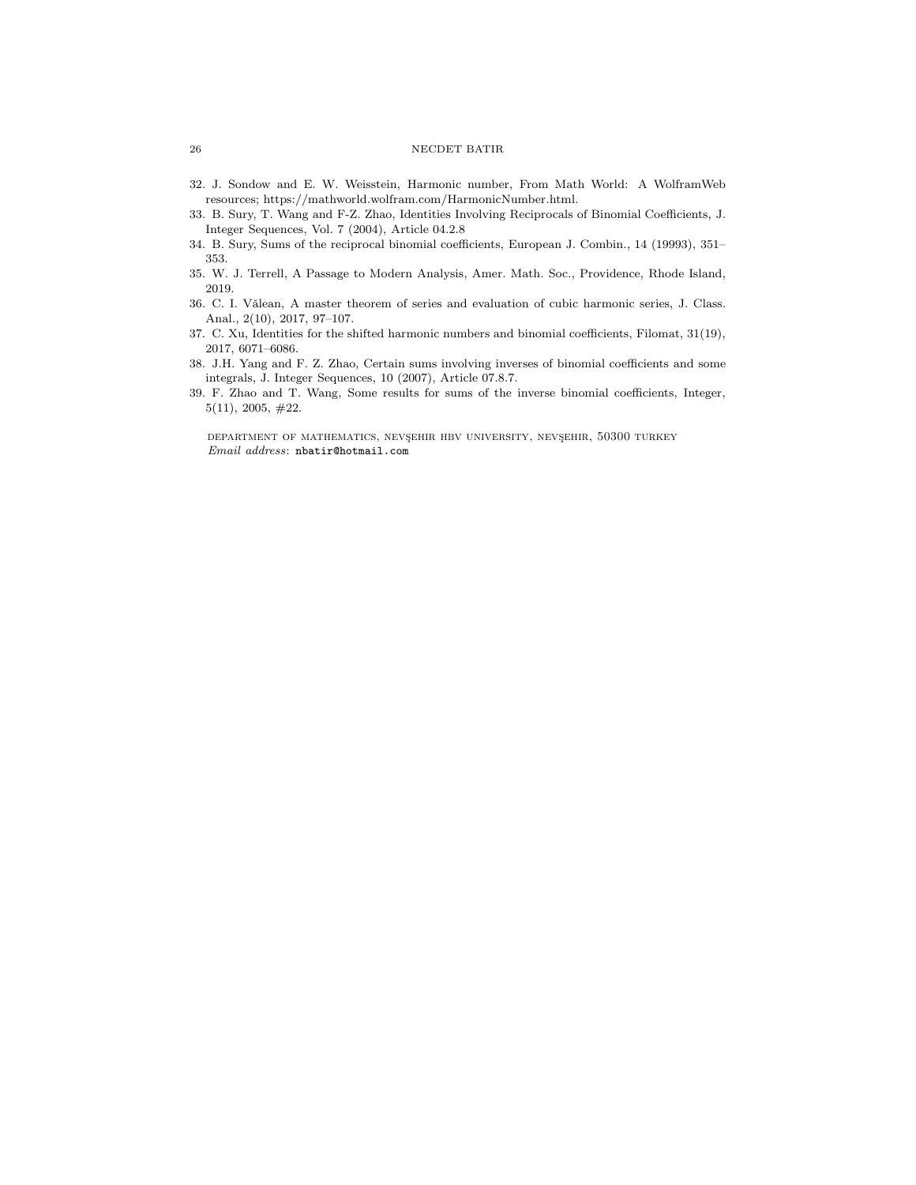32. J. Sondow and E. W. Weisstein, Harmonic number, From Math World: A WolframWeb resources; https://mathworld.wolfram.com/HarmonicNumber.html.
33. B. Sury, T. Wang and F-Z. Zhao, Identities Involving Reciprocals of Binomial Coefficients, J. Integer Sequences, Vol. 7 (2004), Article 04.2.8
34. B. Sury, Sums of the reciprocal binomial coefficients, European J. Combin., 14 (19993), 351–353.
35. W. J. Terrell, A Passage to Modern Analysis, Amer. Math. Soc., Providence, Rhode Island, 2019.
36. C. I. Vălean, A master theorem of series and evaluation of cubic harmonic series, J. Class. Anal., 2(10), 2017, 97–107.
37. C. Xu, Identities for the shifted harmonic numbers and binomial coefficients, Filomat, 31(19), 2017, 6071–6086.
38. J.H. Yang and F. Z. Zhao, Certain sums involving inverses of binomial coefficients and some integrals, J. Integer Sequences, 10 (2007), Article 07.8.7.
39. F. Zhao and T. Wang, Some results for sums of the inverse binomial coefficients, Integer, 5(11), 2005, #22.

Department of Mathematics, Nevşehir HBV University, Nevşehir, 50300 Turkey
*Email address*: nbatir@hotmail.com